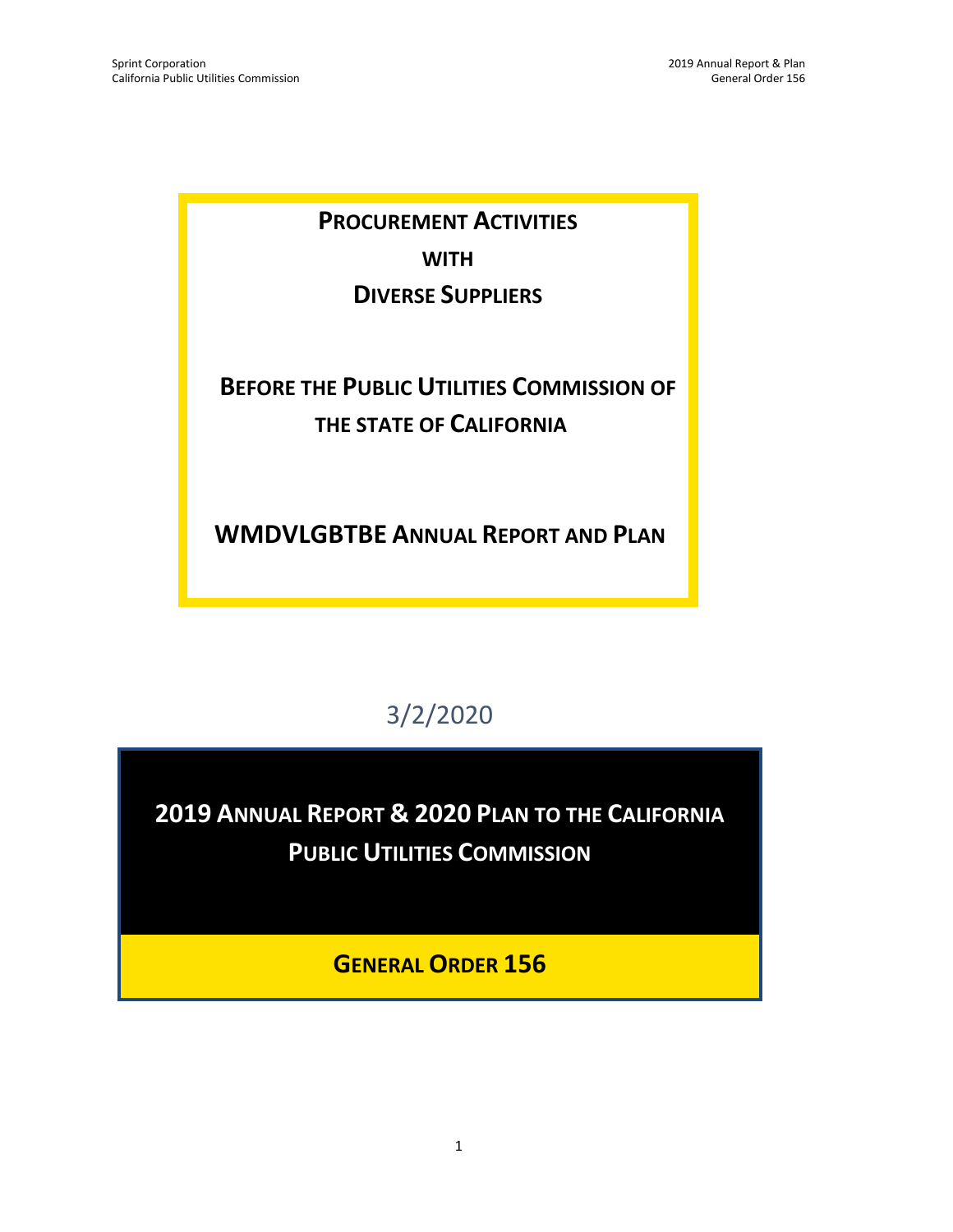# PROCUREMENT ACTIVITIES WITH DIVERSE SUPPLIERS

## BEFORE THE PUBLIC UTILITIES COMMISSION OF THE STATE OF CALIFORNIA

## WMDVLGBTBE ANNUAL REPORT AND PLAN

3/2/2020

## 2019 ANNUAL REPORT & 2020 PLAN TO THE CALIFORNIA PUBLIC UTILITIES COMMISSION

## GENERAL ORDER 156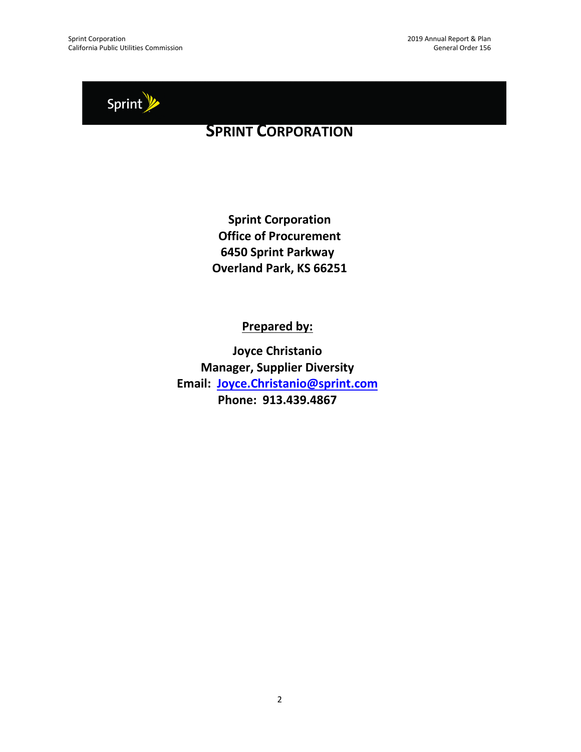# SPRINT CORPORATION

**Sprint Corporation**
**Office of Procurement**
**6450 Sprint Parkway**
**Overland Park, KS 66251**

**Prepared by:**

**Joyce Christanio**
**Manager, Supplier Diversity**
**Email: Joyce.Christanio@sprint.com**
**Phone: 913.439.4867**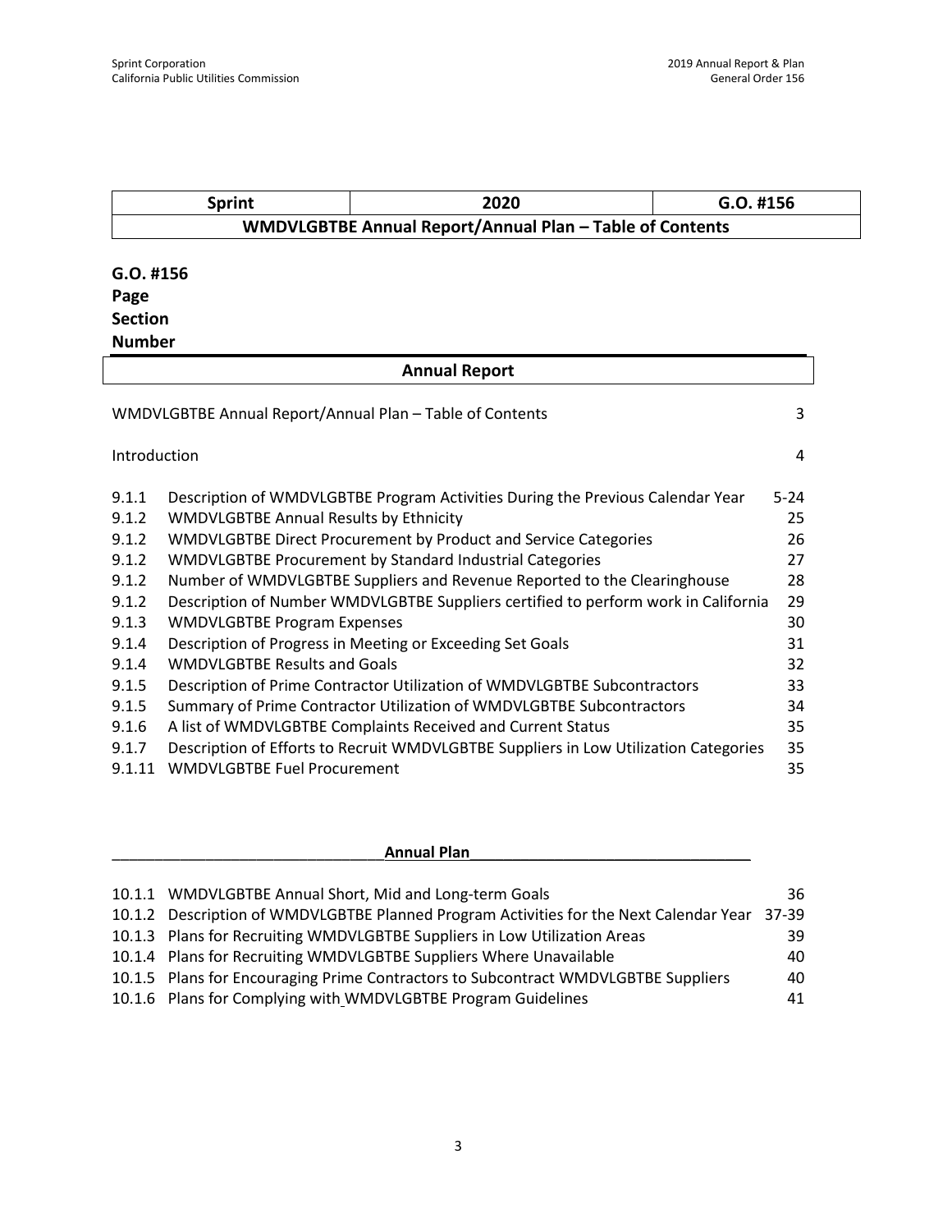| Sprint | 2020 | G.O. #156 |
|---|---|---|
| **WMDVLGBTBE Annual Report/Annual Plan – Table of Contents** | | |

**G.O. #156**
**Page**
**Section**
**Number**

## Annual Report

| | | |
|---|---|---|
| | WMDVLGBTBE Annual Report/Annual Plan – Table of Contents | 3 |
| | Introduction | 4 |
| 9.1.1 | Description of WMDVLGBTBE Program Activities During the Previous Calendar Year | 5-24 |
| 9.1.2 | WMDVLGBTBE Annual Results by Ethnicity | 25 |
| 9.1.2 | WMDVLGBTBE Direct Procurement by Product and Service Categories | 26 |
| 9.1.2 | WMDVLGBTBE Procurement by Standard Industrial Categories | 27 |
| 9.1.2 | Number of WMDVLGBTBE Suppliers and Revenue Reported to the Clearinghouse | 28 |
| 9.1.2 | Description of Number WMDVLGBTBE Suppliers certified to perform work in California | 29 |
| 9.1.3 | WMDVLGBTBE Program Expenses | 30 |
| 9.1.4 | Description of Progress in Meeting or Exceeding Set Goals | 31 |
| 9.1.4 | WMDVLGBTBE Results and Goals | 32 |
| 9.1.5 | Description of Prime Contractor Utilization of WMDVLGBTBE Subcontractors | 33 |
| 9.1.5 | Summary of Prime Contractor Utilization of WMDVLGBTBE Subcontractors | 34 |
| 9.1.6 | A list of WMDVLGBTBE Complaints Received and Current Status | 35 |
| 9.1.7 | Description of Efforts to Recruit WMDVLGBTBE Suppliers in Low Utilization Categories | 35 |
| 9.1.11 | WMDVLGBTBE Fuel Procurement | 35 |

## Annual Plan

| | | |
|---|---|---|
| 10.1.1 | WMDVLGBTBE Annual Short, Mid and Long-term Goals | 36 |
| 10.1.2 | Description of WMDVLGBTBE Planned Program Activities for the Next Calendar Year | 37-39 |
| 10.1.3 | Plans for Recruiting WMDVLGBTBE Suppliers in Low Utilization Areas | 39 |
| 10.1.4 | Plans for Recruiting WMDVLGBTBE Suppliers Where Unavailable | 40 |
| 10.1.5 | Plans for Encouraging Prime Contractors to Subcontract WMDVLGBTBE Suppliers | 40 |
| 10.1.6 | Plans for Complying with WMDVLGBTBE Program Guidelines | 41 |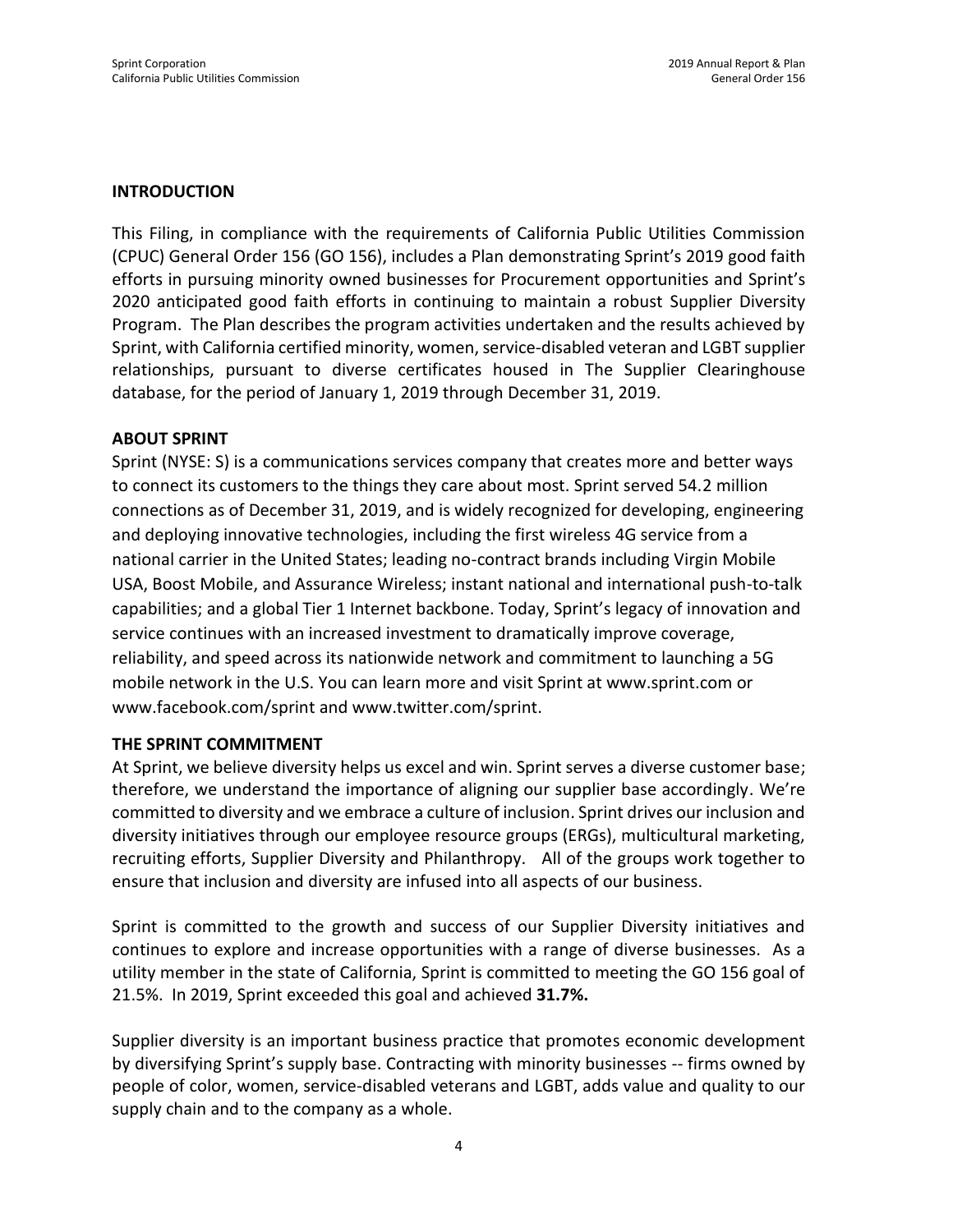## INTRODUCTION

This Filing, in compliance with the requirements of California Public Utilities Commission (CPUC) General Order 156 (GO 156), includes a Plan demonstrating Sprint's 2019 good faith efforts in pursuing minority owned businesses for Procurement opportunities and Sprint's 2020 anticipated good faith efforts in continuing to maintain a robust Supplier Diversity Program. The Plan describes the program activities undertaken and the results achieved by Sprint, with California certified minority, women, service-disabled veteran and LGBT supplier relationships, pursuant to diverse certificates housed in The Supplier Clearinghouse database, for the period of January 1, 2019 through December 31, 2019.

## ABOUT SPRINT

Sprint (NYSE: S) is a communications services company that creates more and better ways to connect its customers to the things they care about most. Sprint served 54.2 million connections as of December 31, 2019, and is widely recognized for developing, engineering and deploying innovative technologies, including the first wireless 4G service from a national carrier in the United States; leading no-contract brands including Virgin Mobile USA, Boost Mobile, and Assurance Wireless; instant national and international push-to-talk capabilities; and a global Tier 1 Internet backbone. Today, Sprint's legacy of innovation and service continues with an increased investment to dramatically improve coverage, reliability, and speed across its nationwide network and commitment to launching a 5G mobile network in the U.S. You can learn more and visit Sprint at www.sprint.com or www.facebook.com/sprint and www.twitter.com/sprint.

## THE SPRINT COMMITMENT

At Sprint, we believe diversity helps us excel and win. Sprint serves a diverse customer base; therefore, we understand the importance of aligning our supplier base accordingly. We're committed to diversity and we embrace a culture of inclusion. Sprint drives our inclusion and diversity initiatives through our employee resource groups (ERGs), multicultural marketing, recruiting efforts, Supplier Diversity and Philanthropy. All of the groups work together to ensure that inclusion and diversity are infused into all aspects of our business.

Sprint is committed to the growth and success of our Supplier Diversity initiatives and continues to explore and increase opportunities with a range of diverse businesses. As a utility member in the state of California, Sprint is committed to meeting the GO 156 goal of 21.5%. In 2019, Sprint exceeded this goal and achieved **31.7%.**

Supplier diversity is an important business practice that promotes economic development by diversifying Sprint's supply base. Contracting with minority businesses -- firms owned by people of color, women, service-disabled veterans and LGBT, adds value and quality to our supply chain and to the company as a whole.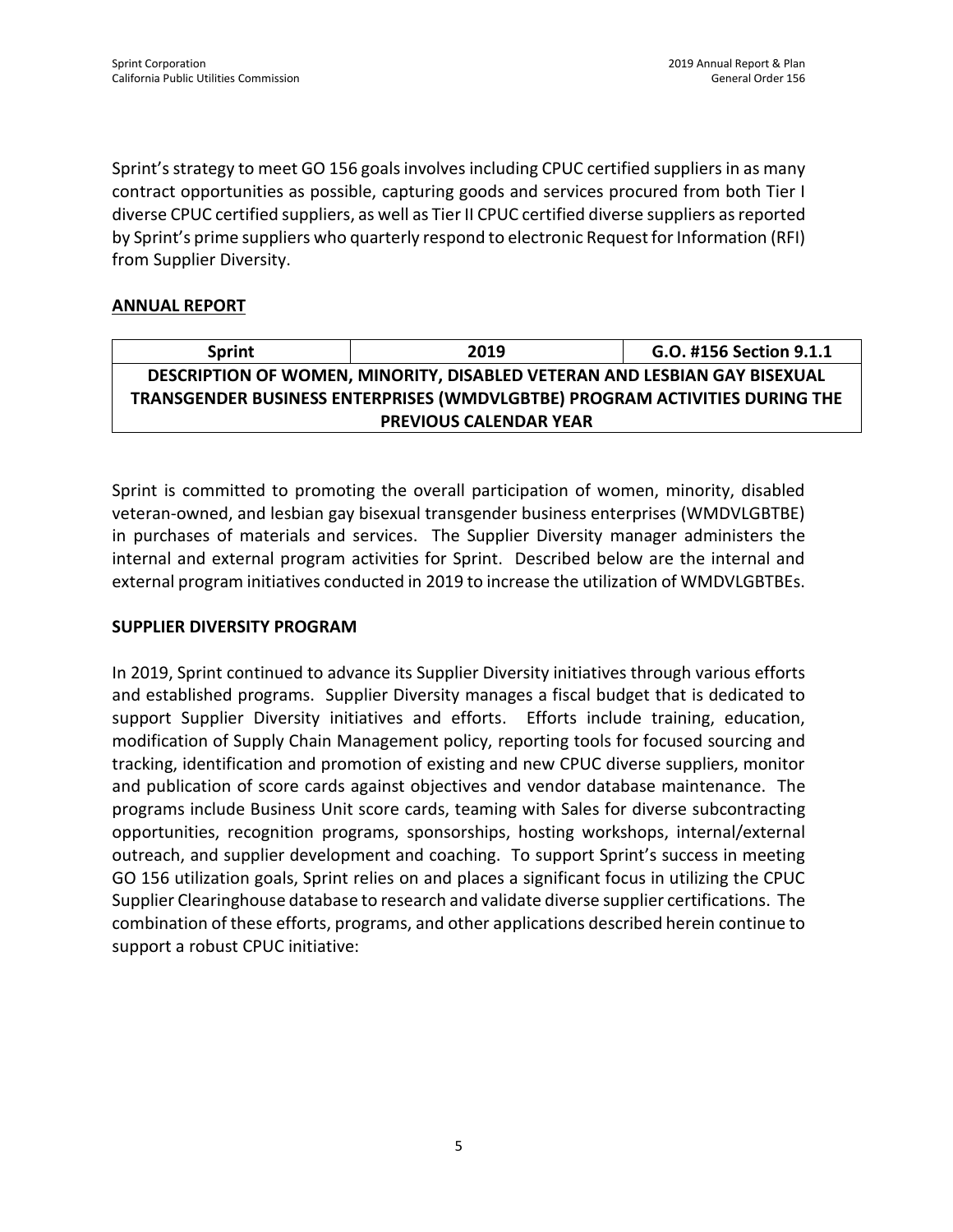Sprint's strategy to meet GO 156 goals involves including CPUC certified suppliers in as many contract opportunities as possible, capturing goods and services procured from both Tier I diverse CPUC certified suppliers, as well as Tier II CPUC certified diverse suppliers as reported by Sprint's prime suppliers who quarterly respond to electronic Request for Information (RFI) from Supplier Diversity.

## ANNUAL REPORT

| Sprint | 2019 | G.O. #156 Section 9.1.1 |
| --- | --- | --- |
| DESCRIPTION OF WOMEN, MINORITY, DISABLED VETERAN AND LESBIAN GAY BISEXUAL TRANSGENDER BUSINESS ENTERPRISES (WMDVLGBTBE) PROGRAM ACTIVITIES DURING THE PREVIOUS CALENDAR YEAR | | |

Sprint is committed to promoting the overall participation of women, minority, disabled veteran-owned, and lesbian gay bisexual transgender business enterprises (WMDVLGBTBE) in purchases of materials and services. The Supplier Diversity manager administers the internal and external program activities for Sprint. Described below are the internal and external program initiatives conducted in 2019 to increase the utilization of WMDVLGBTBEs.

### SUPPLIER DIVERSITY PROGRAM

In 2019, Sprint continued to advance its Supplier Diversity initiatives through various efforts and established programs. Supplier Diversity manages a fiscal budget that is dedicated to support Supplier Diversity initiatives and efforts. Efforts include training, education, modification of Supply Chain Management policy, reporting tools for focused sourcing and tracking, identification and promotion of existing and new CPUC diverse suppliers, monitor and publication of score cards against objectives and vendor database maintenance. The programs include Business Unit score cards, teaming with Sales for diverse subcontracting opportunities, recognition programs, sponsorships, hosting workshops, internal/external outreach, and supplier development and coaching. To support Sprint's success in meeting GO 156 utilization goals, Sprint relies on and places a significant focus in utilizing the CPUC Supplier Clearinghouse database to research and validate diverse supplier certifications. The combination of these efforts, programs, and other applications described herein continue to support a robust CPUC initiative: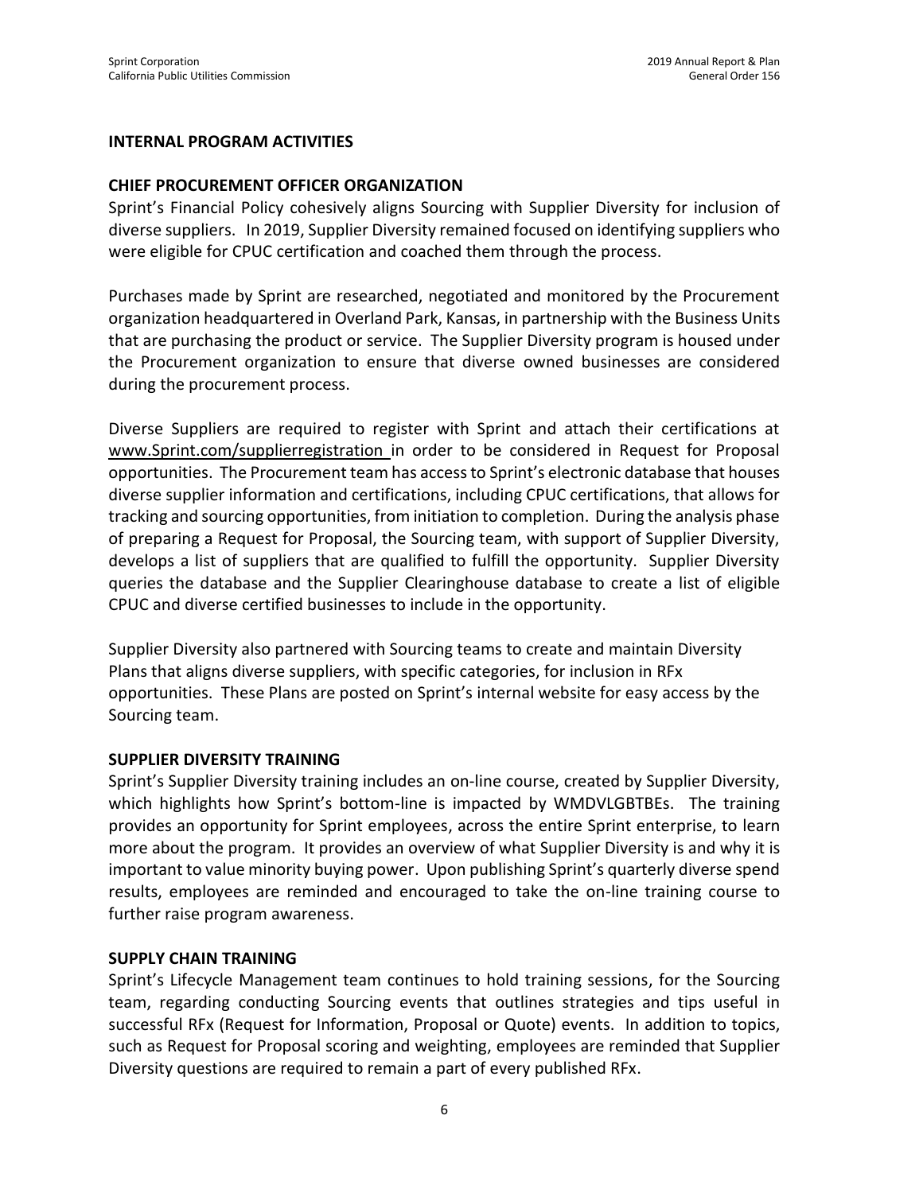## INTERNAL PROGRAM ACTIVITIES

### CHIEF PROCUREMENT OFFICER ORGANIZATION

Sprint's Financial Policy cohesively aligns Sourcing with Supplier Diversity for inclusion of diverse suppliers. In 2019, Supplier Diversity remained focused on identifying suppliers who were eligible for CPUC certification and coached them through the process.

Purchases made by Sprint are researched, negotiated and monitored by the Procurement organization headquartered in Overland Park, Kansas, in partnership with the Business Units that are purchasing the product or service. The Supplier Diversity program is housed under the Procurement organization to ensure that diverse owned businesses are considered during the procurement process.

Diverse Suppliers are required to register with Sprint and attach their certifications at www.Sprint.com/supplierregistration in order to be considered in Request for Proposal opportunities. The Procurement team has access to Sprint's electronic database that houses diverse supplier information and certifications, including CPUC certifications, that allows for tracking and sourcing opportunities, from initiation to completion. During the analysis phase of preparing a Request for Proposal, the Sourcing team, with support of Supplier Diversity, develops a list of suppliers that are qualified to fulfill the opportunity. Supplier Diversity queries the database and the Supplier Clearinghouse database to create a list of eligible CPUC and diverse certified businesses to include in the opportunity.

Supplier Diversity also partnered with Sourcing teams to create and maintain Diversity Plans that aligns diverse suppliers, with specific categories, for inclusion in RFx opportunities. These Plans are posted on Sprint's internal website for easy access by the Sourcing team.

### SUPPLIER DIVERSITY TRAINING

Sprint's Supplier Diversity training includes an on-line course, created by Supplier Diversity, which highlights how Sprint's bottom-line is impacted by WMDVLGBTBEs. The training provides an opportunity for Sprint employees, across the entire Sprint enterprise, to learn more about the program. It provides an overview of what Supplier Diversity is and why it is important to value minority buying power. Upon publishing Sprint's quarterly diverse spend results, employees are reminded and encouraged to take the on-line training course to further raise program awareness.

### SUPPLY CHAIN TRAINING

Sprint's Lifecycle Management team continues to hold training sessions, for the Sourcing team, regarding conducting Sourcing events that outlines strategies and tips useful in successful RFx (Request for Information, Proposal or Quote) events. In addition to topics, such as Request for Proposal scoring and weighting, employees are reminded that Supplier Diversity questions are required to remain a part of every published RFx.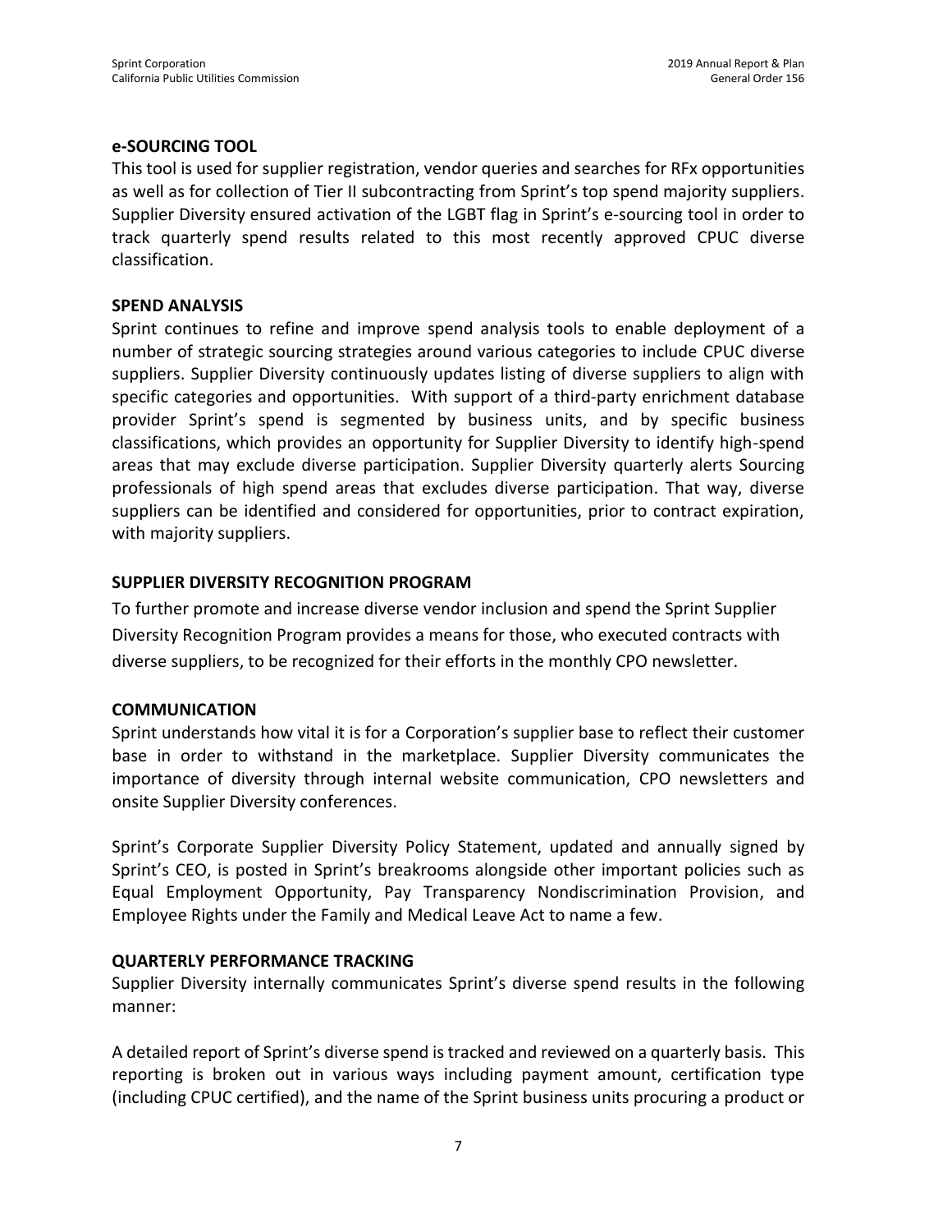### e-SOURCING TOOL

This tool is used for supplier registration, vendor queries and searches for RFx opportunities as well as for collection of Tier II subcontracting from Sprint's top spend majority suppliers. Supplier Diversity ensured activation of the LGBT flag in Sprint's e-sourcing tool in order to track quarterly spend results related to this most recently approved CPUC diverse classification.

### SPEND ANALYSIS

Sprint continues to refine and improve spend analysis tools to enable deployment of a number of strategic sourcing strategies around various categories to include CPUC diverse suppliers. Supplier Diversity continuously updates listing of diverse suppliers to align with specific categories and opportunities. With support of a third-party enrichment database provider Sprint's spend is segmented by business units, and by specific business classifications, which provides an opportunity for Supplier Diversity to identify high-spend areas that may exclude diverse participation. Supplier Diversity quarterly alerts Sourcing professionals of high spend areas that excludes diverse participation. That way, diverse suppliers can be identified and considered for opportunities, prior to contract expiration, with majority suppliers.

### SUPPLIER DIVERSITY RECOGNITION PROGRAM

To further promote and increase diverse vendor inclusion and spend the Sprint Supplier Diversity Recognition Program provides a means for those, who executed contracts with diverse suppliers, to be recognized for their efforts in the monthly CPO newsletter.

### COMMUNICATION

Sprint understands how vital it is for a Corporation's supplier base to reflect their customer base in order to withstand in the marketplace. Supplier Diversity communicates the importance of diversity through internal website communication, CPO newsletters and onsite Supplier Diversity conferences.

Sprint's Corporate Supplier Diversity Policy Statement, updated and annually signed by Sprint's CEO, is posted in Sprint's breakrooms alongside other important policies such as Equal Employment Opportunity, Pay Transparency Nondiscrimination Provision, and Employee Rights under the Family and Medical Leave Act to name a few.

### QUARTERLY PERFORMANCE TRACKING

Supplier Diversity internally communicates Sprint's diverse spend results in the following manner:

A detailed report of Sprint's diverse spend is tracked and reviewed on a quarterly basis. This reporting is broken out in various ways including payment amount, certification type (including CPUC certified), and the name of the Sprint business units procuring a product or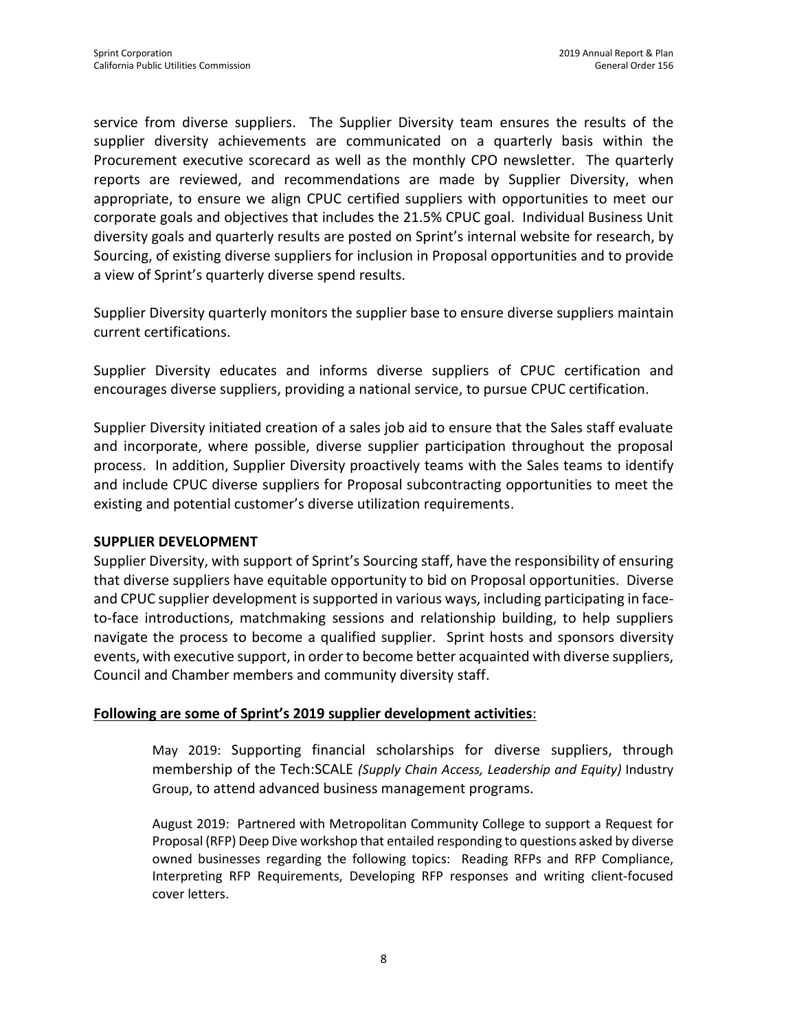service from diverse suppliers. The Supplier Diversity team ensures the results of the supplier diversity achievements are communicated on a quarterly basis within the Procurement executive scorecard as well as the monthly CPO newsletter. The quarterly reports are reviewed, and recommendations are made by Supplier Diversity, when appropriate, to ensure we align CPUC certified suppliers with opportunities to meet our corporate goals and objectives that includes the 21.5% CPUC goal. Individual Business Unit diversity goals and quarterly results are posted on Sprint's internal website for research, by Sourcing, of existing diverse suppliers for inclusion in Proposal opportunities and to provide a view of Sprint's quarterly diverse spend results.

Supplier Diversity quarterly monitors the supplier base to ensure diverse suppliers maintain current certifications.

Supplier Diversity educates and informs diverse suppliers of CPUC certification and encourages diverse suppliers, providing a national service, to pursue CPUC certification.

Supplier Diversity initiated creation of a sales job aid to ensure that the Sales staff evaluate and incorporate, where possible, diverse supplier participation throughout the proposal process. In addition, Supplier Diversity proactively teams with the Sales teams to identify and include CPUC diverse suppliers for Proposal subcontracting opportunities to meet the existing and potential customer's diverse utilization requirements.

**SUPPLIER DEVELOPMENT**

Supplier Diversity, with support of Sprint's Sourcing staff, have the responsibility of ensuring that diverse suppliers have equitable opportunity to bid on Proposal opportunities. Diverse and CPUC supplier development is supported in various ways, including participating in face-to-face introductions, matchmaking sessions and relationship building, to help suppliers navigate the process to become a qualified supplier. Sprint hosts and sponsors diversity events, with executive support, in order to become better acquainted with diverse suppliers, Council and Chamber members and community diversity staff.

**Following are some of Sprint's 2019 supplier development activities**:

May 2019: Supporting financial scholarships for diverse suppliers, through membership of the Tech:SCALE *(Supply Chain Access, Leadership and Equity)* Industry Group, to attend advanced business management programs.

August 2019: Partnered with Metropolitan Community College to support a Request for Proposal (RFP) Deep Dive workshop that entailed responding to questions asked by diverse owned businesses regarding the following topics: Reading RFPs and RFP Compliance, Interpreting RFP Requirements, Developing RFP responses and writing client-focused cover letters.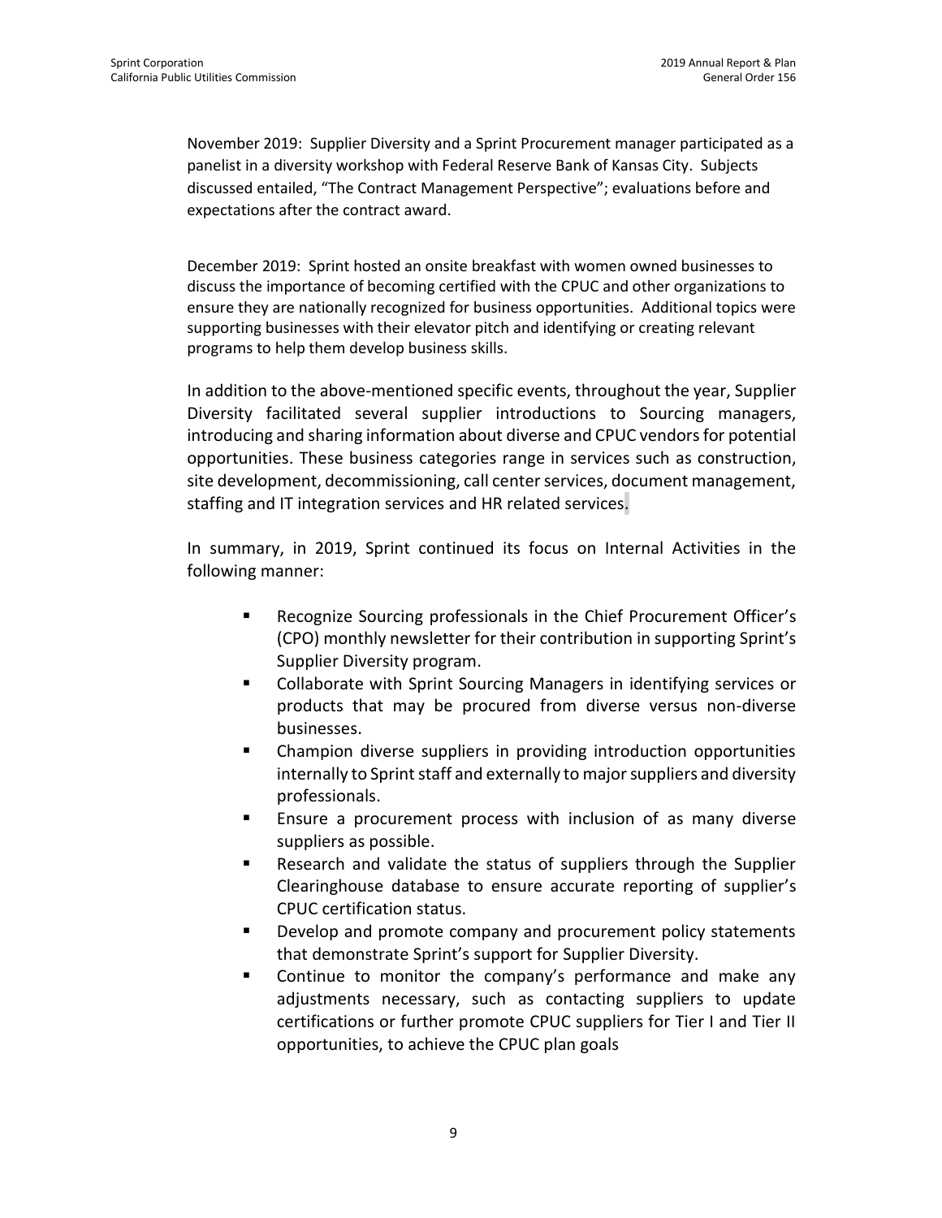November 2019: Supplier Diversity and a Sprint Procurement manager participated as a panelist in a diversity workshop with Federal Reserve Bank of Kansas City. Subjects discussed entailed, "The Contract Management Perspective"; evaluations before and expectations after the contract award.

December 2019: Sprint hosted an onsite breakfast with women owned businesses to discuss the importance of becoming certified with the CPUC and other organizations to ensure they are nationally recognized for business opportunities. Additional topics were supporting businesses with their elevator pitch and identifying or creating relevant programs to help them develop business skills.

In addition to the above-mentioned specific events, throughout the year, Supplier Diversity facilitated several supplier introductions to Sourcing managers, introducing and sharing information about diverse and CPUC vendors for potential opportunities. These business categories range in services such as construction, site development, decommissioning, call center services, document management, staffing and IT integration services and HR related services.

In summary, in 2019, Sprint continued its focus on Internal Activities in the following manner:

- Recognize Sourcing professionals in the Chief Procurement Officer's (CPO) monthly newsletter for their contribution in supporting Sprint's Supplier Diversity program.
- Collaborate with Sprint Sourcing Managers in identifying services or products that may be procured from diverse versus non-diverse businesses.
- Champion diverse suppliers in providing introduction opportunities internally to Sprint staff and externally to major suppliers and diversity professionals.
- Ensure a procurement process with inclusion of as many diverse suppliers as possible.
- Research and validate the status of suppliers through the Supplier Clearinghouse database to ensure accurate reporting of supplier's CPUC certification status.
- Develop and promote company and procurement policy statements that demonstrate Sprint's support for Supplier Diversity.
- Continue to monitor the company's performance and make any adjustments necessary, such as contacting suppliers to update certifications or further promote CPUC suppliers for Tier I and Tier II opportunities, to achieve the CPUC plan goals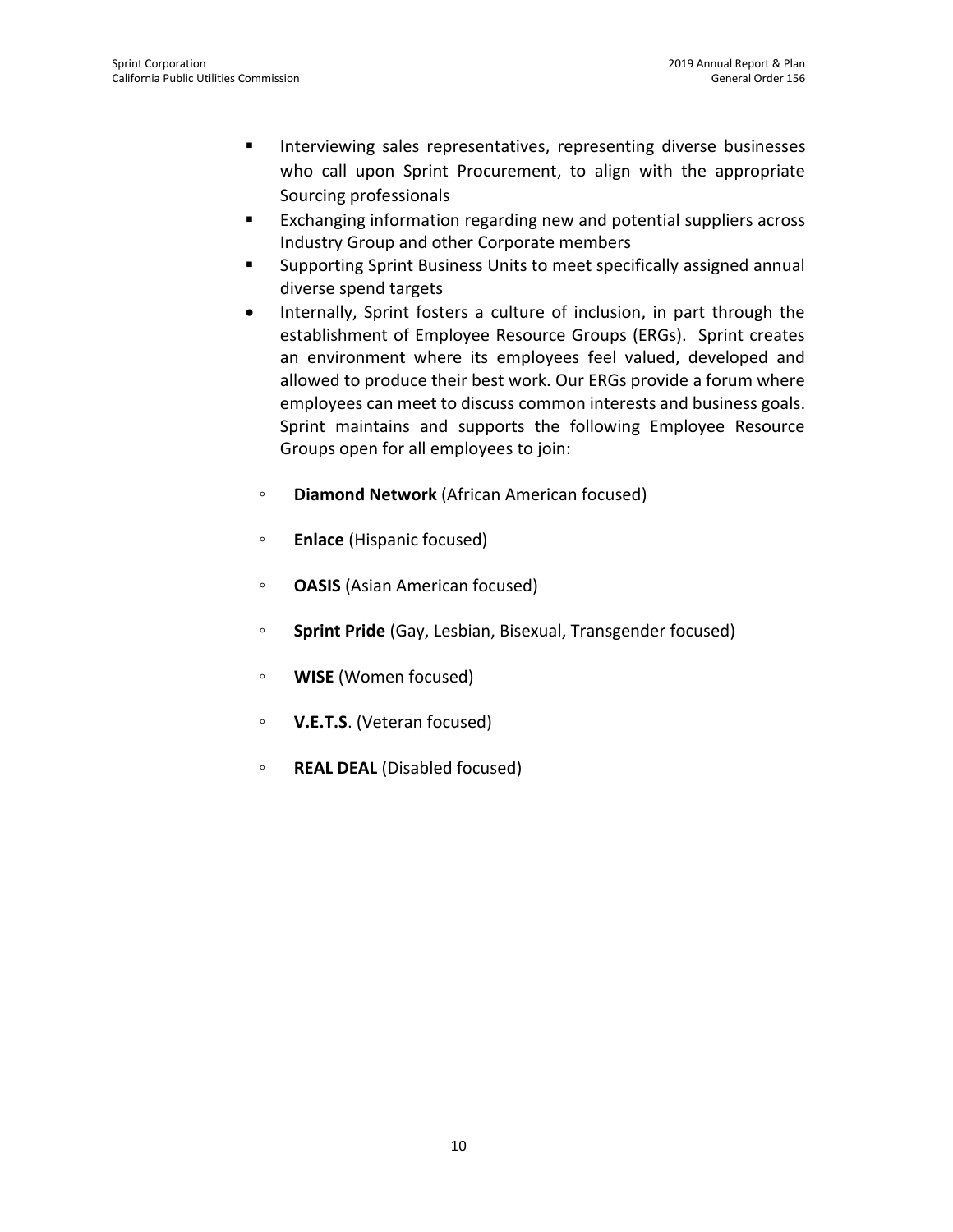- Interviewing sales representatives, representing diverse businesses who call upon Sprint Procurement, to align with the appropriate Sourcing professionals
  - Exchanging information regarding new and potential suppliers across Industry Group and other Corporate members
  - Supporting Sprint Business Units to meet specifically assigned annual diverse spend targets
- Internally, Sprint fosters a culture of inclusion, in part through the establishment of Employee Resource Groups (ERGs). Sprint creates an environment where its employees feel valued, developed and allowed to produce their best work. Our ERGs provide a forum where employees can meet to discuss common interests and business goals. Sprint maintains and supports the following Employee Resource Groups open for all employees to join:
  - **Diamond Network** (African American focused)
  - **Enlace** (Hispanic focused)
  - **OASIS** (Asian American focused)
  - **Sprint Pride** (Gay, Lesbian, Bisexual, Transgender focused)
  - **WISE** (Women focused)
  - **V.E.T.S**. (Veteran focused)
  - **REAL DEAL** (Disabled focused)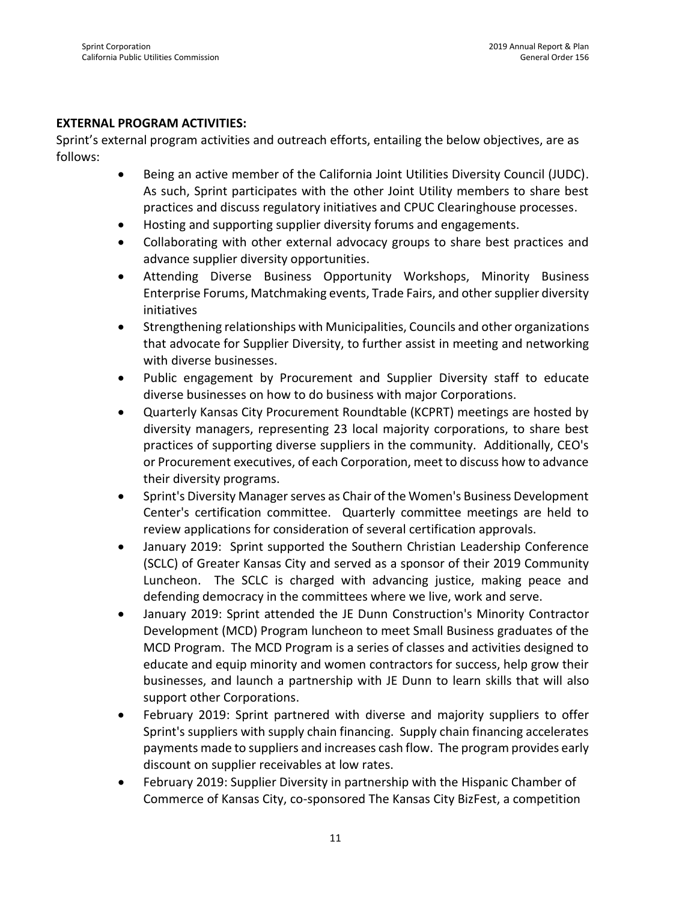**EXTERNAL PROGRAM ACTIVITIES:**

Sprint's external program activities and outreach efforts, entailing the below objectives, are as follows:

- Being an active member of the California Joint Utilities Diversity Council (JUDC). As such, Sprint participates with the other Joint Utility members to share best practices and discuss regulatory initiatives and CPUC Clearinghouse processes.
- Hosting and supporting supplier diversity forums and engagements.
- Collaborating with other external advocacy groups to share best practices and advance supplier diversity opportunities.
- Attending Diverse Business Opportunity Workshops, Minority Business Enterprise Forums, Matchmaking events, Trade Fairs, and other supplier diversity initiatives
- Strengthening relationships with Municipalities, Councils and other organizations that advocate for Supplier Diversity, to further assist in meeting and networking with diverse businesses.
- Public engagement by Procurement and Supplier Diversity staff to educate diverse businesses on how to do business with major Corporations.
- Quarterly Kansas City Procurement Roundtable (KCPRT) meetings are hosted by diversity managers, representing 23 local majority corporations, to share best practices of supporting diverse suppliers in the community. Additionally, CEO's or Procurement executives, of each Corporation, meet to discuss how to advance their diversity programs.
- Sprint's Diversity Manager serves as Chair of the Women's Business Development Center's certification committee. Quarterly committee meetings are held to review applications for consideration of several certification approvals.
- January 2019: Sprint supported the Southern Christian Leadership Conference (SCLC) of Greater Kansas City and served as a sponsor of their 2019 Community Luncheon. The SCLC is charged with advancing justice, making peace and defending democracy in the committees where we live, work and serve.
- January 2019: Sprint attended the JE Dunn Construction's Minority Contractor Development (MCD) Program luncheon to meet Small Business graduates of the MCD Program. The MCD Program is a series of classes and activities designed to educate and equip minority and women contractors for success, help grow their businesses, and launch a partnership with JE Dunn to learn skills that will also support other Corporations.
- February 2019: Sprint partnered with diverse and majority suppliers to offer Sprint's suppliers with supply chain financing. Supply chain financing accelerates payments made to suppliers and increases cash flow. The program provides early discount on supplier receivables at low rates.
- February 2019: Supplier Diversity in partnership with the Hispanic Chamber of Commerce of Kansas City, co-sponsored The Kansas City BizFest, a competition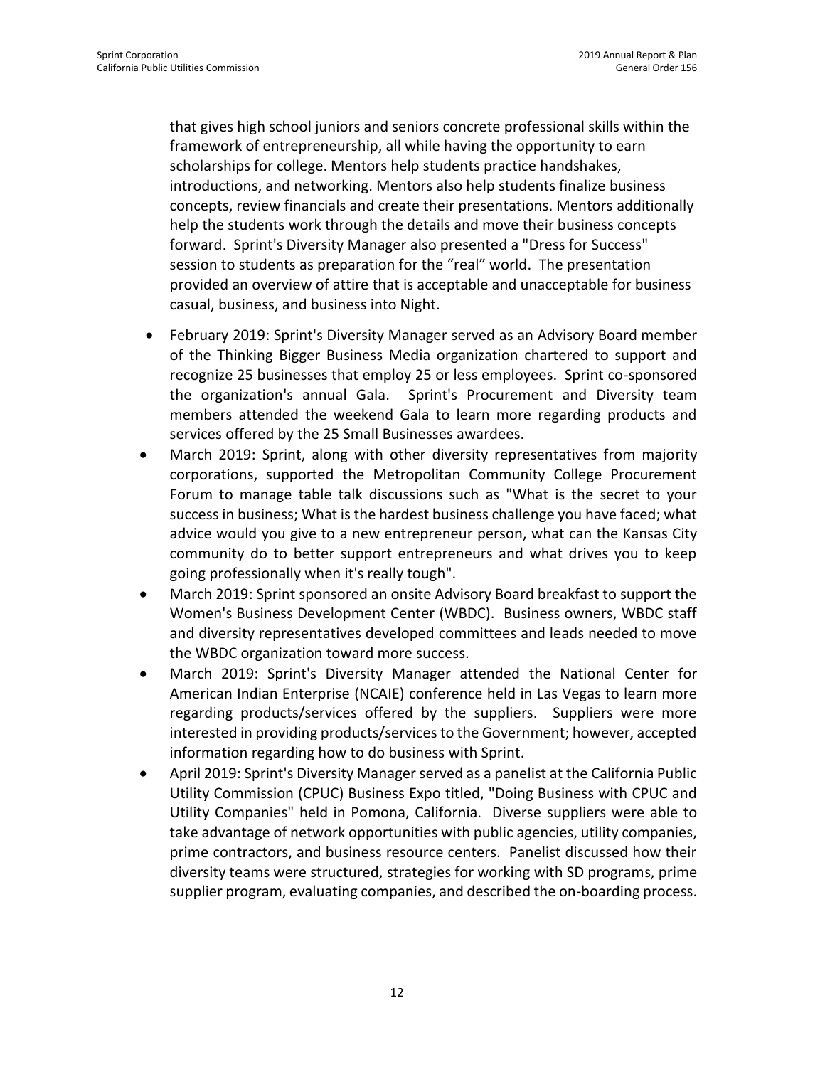that gives high school juniors and seniors concrete professional skills within the framework of entrepreneurship, all while having the opportunity to earn scholarships for college. Mentors help students practice handshakes, introductions, and networking. Mentors also help students finalize business concepts, review financials and create their presentations. Mentors additionally help the students work through the details and move their business concepts forward. Sprint's Diversity Manager also presented a "Dress for Success" session to students as preparation for the "real" world. The presentation provided an overview of attire that is acceptable and unacceptable for business casual, business, and business into Night.

- February 2019: Sprint's Diversity Manager served as an Advisory Board member of the Thinking Bigger Business Media organization chartered to support and recognize 25 businesses that employ 25 or less employees. Sprint co-sponsored the organization's annual Gala. Sprint's Procurement and Diversity team members attended the weekend Gala to learn more regarding products and services offered by the 25 Small Businesses awardees.
- March 2019: Sprint, along with other diversity representatives from majority corporations, supported the Metropolitan Community College Procurement Forum to manage table talk discussions such as "What is the secret to your success in business; What is the hardest business challenge you have faced; what advice would you give to a new entrepreneur person, what can the Kansas City community do to better support entrepreneurs and what drives you to keep going professionally when it's really tough".
- March 2019: Sprint sponsored an onsite Advisory Board breakfast to support the Women's Business Development Center (WBDC). Business owners, WBDC staff and diversity representatives developed committees and leads needed to move the WBDC organization toward more success.
- March 2019: Sprint's Diversity Manager attended the National Center for American Indian Enterprise (NCAIE) conference held in Las Vegas to learn more regarding products/services offered by the suppliers. Suppliers were more interested in providing products/services to the Government; however, accepted information regarding how to do business with Sprint.
- April 2019: Sprint's Diversity Manager served as a panelist at the California Public Utility Commission (CPUC) Business Expo titled, "Doing Business with CPUC and Utility Companies" held in Pomona, California. Diverse suppliers were able to take advantage of network opportunities with public agencies, utility companies, prime contractors, and business resource centers. Panelist discussed how their diversity teams were structured, strategies for working with SD programs, prime supplier program, evaluating companies, and described the on-boarding process.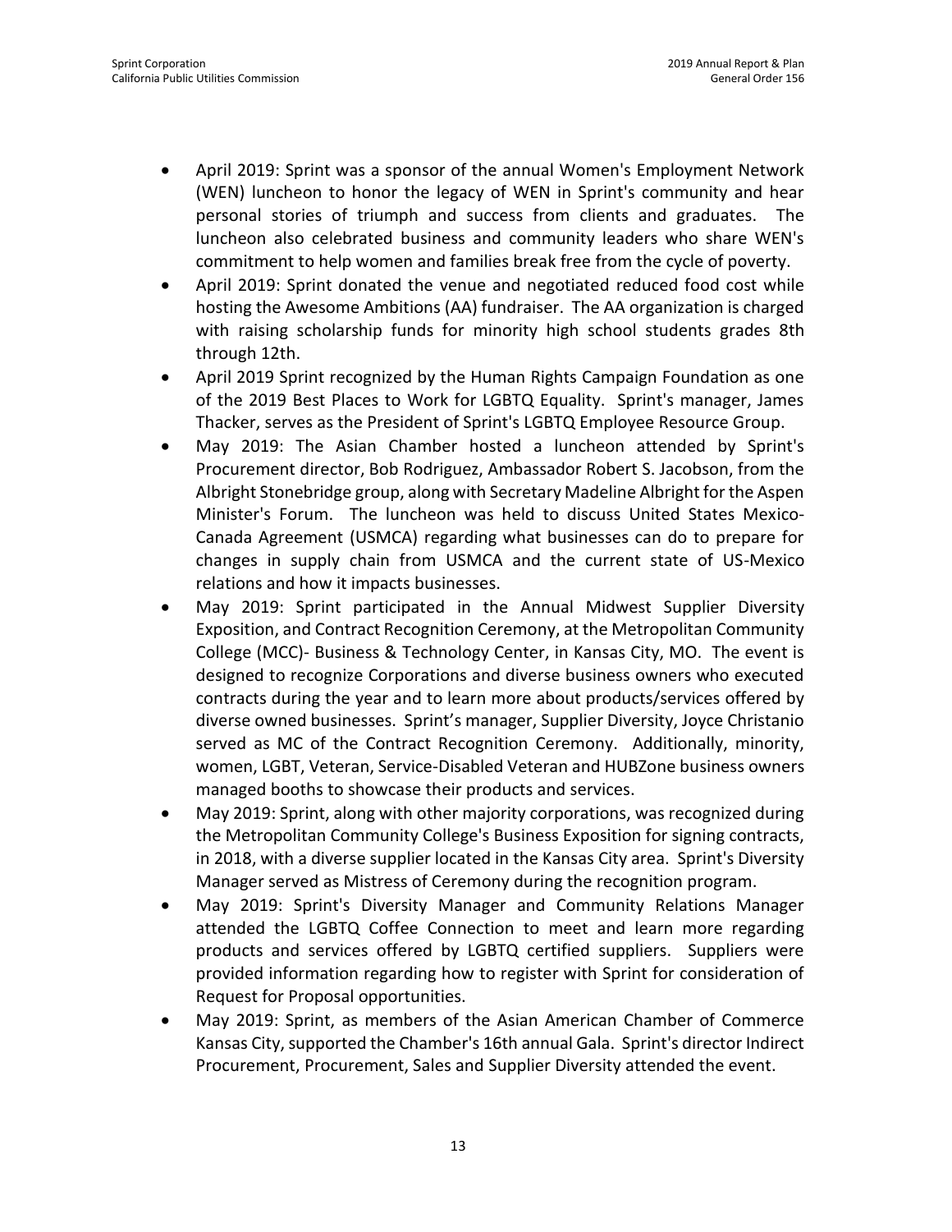- April 2019: Sprint was a sponsor of the annual Women's Employment Network (WEN) luncheon to honor the legacy of WEN in Sprint's community and hear personal stories of triumph and success from clients and graduates. The luncheon also celebrated business and community leaders who share WEN's commitment to help women and families break free from the cycle of poverty.
- April 2019: Sprint donated the venue and negotiated reduced food cost while hosting the Awesome Ambitions (AA) fundraiser. The AA organization is charged with raising scholarship funds for minority high school students grades 8th through 12th.
- April 2019 Sprint recognized by the Human Rights Campaign Foundation as one of the 2019 Best Places to Work for LGBTQ Equality. Sprint's manager, James Thacker, serves as the President of Sprint's LGBTQ Employee Resource Group.
- May 2019: The Asian Chamber hosted a luncheon attended by Sprint's Procurement director, Bob Rodriguez, Ambassador Robert S. Jacobson, from the Albright Stonebridge group, along with Secretary Madeline Albright for the Aspen Minister's Forum. The luncheon was held to discuss United States Mexico-Canada Agreement (USMCA) regarding what businesses can do to prepare for changes in supply chain from USMCA and the current state of US-Mexico relations and how it impacts businesses.
- May 2019: Sprint participated in the Annual Midwest Supplier Diversity Exposition, and Contract Recognition Ceremony, at the Metropolitan Community College (MCC)- Business & Technology Center, in Kansas City, MO. The event is designed to recognize Corporations and diverse business owners who executed contracts during the year and to learn more about products/services offered by diverse owned businesses. Sprint's manager, Supplier Diversity, Joyce Christanio served as MC of the Contract Recognition Ceremony. Additionally, minority, women, LGBT, Veteran, Service-Disabled Veteran and HUBZone business owners managed booths to showcase their products and services.
- May 2019: Sprint, along with other majority corporations, was recognized during the Metropolitan Community College's Business Exposition for signing contracts, in 2018, with a diverse supplier located in the Kansas City area. Sprint's Diversity Manager served as Mistress of Ceremony during the recognition program.
- May 2019: Sprint's Diversity Manager and Community Relations Manager attended the LGBTQ Coffee Connection to meet and learn more regarding products and services offered by LGBTQ certified suppliers. Suppliers were provided information regarding how to register with Sprint for consideration of Request for Proposal opportunities.
- May 2019: Sprint, as members of the Asian American Chamber of Commerce Kansas City, supported the Chamber's 16th annual Gala. Sprint's director Indirect Procurement, Procurement, Sales and Supplier Diversity attended the event.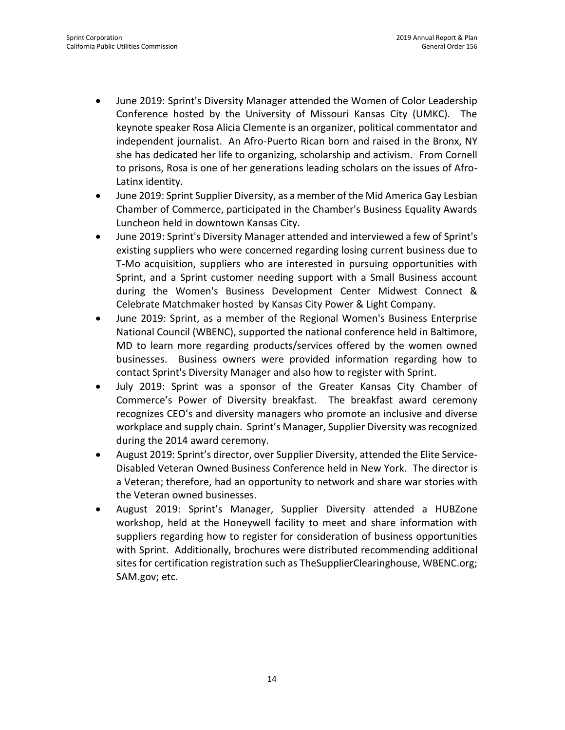- June 2019: Sprint's Diversity Manager attended the Women of Color Leadership Conference hosted by the University of Missouri Kansas City (UMKC). The keynote speaker Rosa Alicia Clemente is an organizer, political commentator and independent journalist. An Afro-Puerto Rican born and raised in the Bronx, NY she has dedicated her life to organizing, scholarship and activism. From Cornell to prisons, Rosa is one of her generations leading scholars on the issues of Afro-Latinx identity.
- June 2019: Sprint Supplier Diversity, as a member of the Mid America Gay Lesbian Chamber of Commerce, participated in the Chamber's Business Equality Awards Luncheon held in downtown Kansas City.
- June 2019: Sprint's Diversity Manager attended and interviewed a few of Sprint's existing suppliers who were concerned regarding losing current business due to T-Mo acquisition, suppliers who are interested in pursuing opportunities with Sprint, and a Sprint customer needing support with a Small Business account during the Women's Business Development Center Midwest Connect & Celebrate Matchmaker hosted by Kansas City Power & Light Company.
- June 2019: Sprint, as a member of the Regional Women's Business Enterprise National Council (WBENC), supported the national conference held in Baltimore, MD to learn more regarding products/services offered by the women owned businesses. Business owners were provided information regarding how to contact Sprint's Diversity Manager and also how to register with Sprint.
- July 2019: Sprint was a sponsor of the Greater Kansas City Chamber of Commerce's Power of Diversity breakfast. The breakfast award ceremony recognizes CEO's and diversity managers who promote an inclusive and diverse workplace and supply chain. Sprint's Manager, Supplier Diversity was recognized during the 2014 award ceremony.
- August 2019: Sprint's director, over Supplier Diversity, attended the Elite Service-Disabled Veteran Owned Business Conference held in New York. The director is a Veteran; therefore, had an opportunity to network and share war stories with the Veteran owned businesses.
- August 2019: Sprint's Manager, Supplier Diversity attended a HUBZone workshop, held at the Honeywell facility to meet and share information with suppliers regarding how to register for consideration of business opportunities with Sprint. Additionally, brochures were distributed recommending additional sites for certification registration such as TheSupplierClearinghouse, WBENC.org; SAM.gov; etc.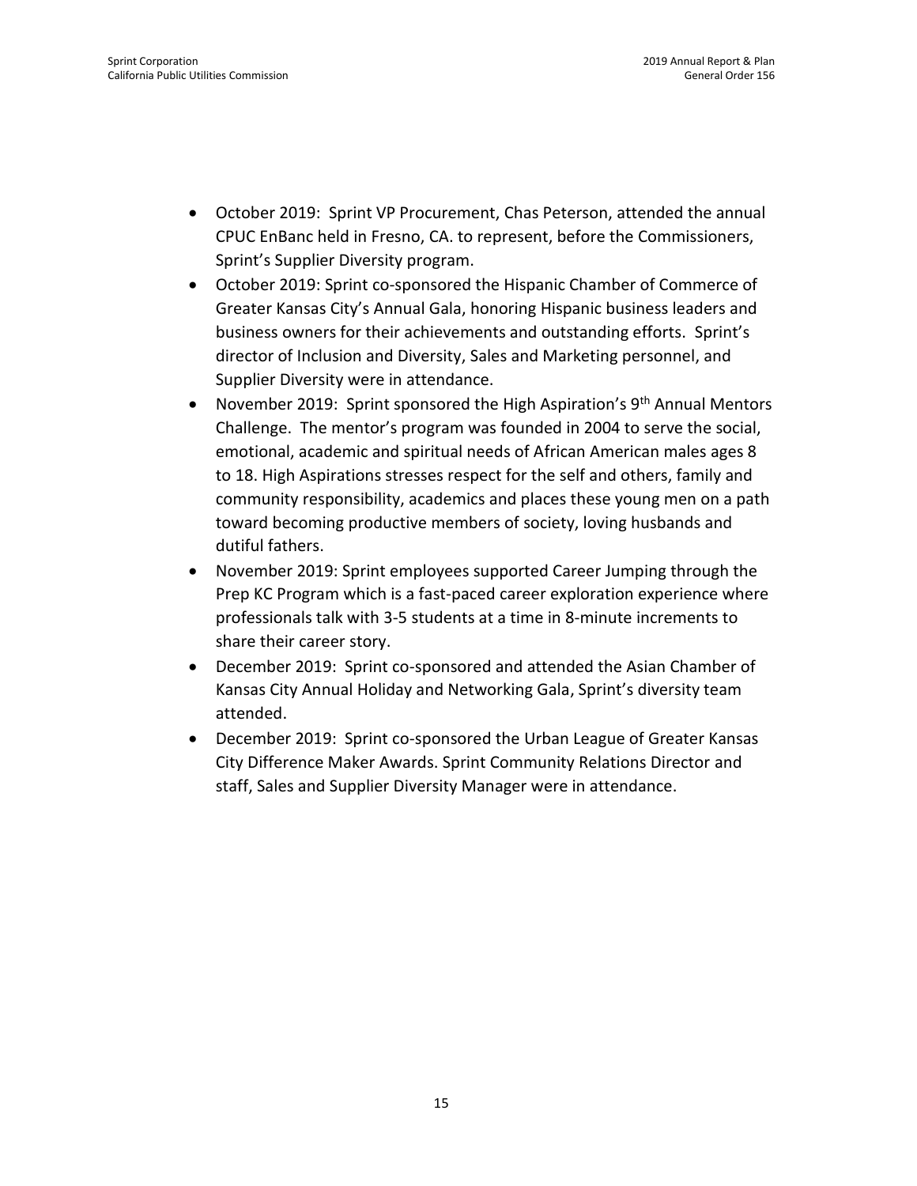- October 2019: Sprint VP Procurement, Chas Peterson, attended the annual CPUC EnBanc held in Fresno, CA. to represent, before the Commissioners, Sprint's Supplier Diversity program.
- October 2019: Sprint co-sponsored the Hispanic Chamber of Commerce of Greater Kansas City's Annual Gala, honoring Hispanic business leaders and business owners for their achievements and outstanding efforts. Sprint's director of Inclusion and Diversity, Sales and Marketing personnel, and Supplier Diversity were in attendance.
- November 2019: Sprint sponsored the High Aspiration's 9th Annual Mentors Challenge. The mentor's program was founded in 2004 to serve the social, emotional, academic and spiritual needs of African American males ages 8 to 18. High Aspirations stresses respect for the self and others, family and community responsibility, academics and places these young men on a path toward becoming productive members of society, loving husbands and dutiful fathers.
- November 2019: Sprint employees supported Career Jumping through the Prep KC Program which is a fast-paced career exploration experience where professionals talk with 3-5 students at a time in 8-minute increments to share their career story.
- December 2019: Sprint co-sponsored and attended the Asian Chamber of Kansas City Annual Holiday and Networking Gala, Sprint's diversity team attended.
- December 2019: Sprint co-sponsored the Urban League of Greater Kansas City Difference Maker Awards. Sprint Community Relations Director and staff, Sales and Supplier Diversity Manager were in attendance.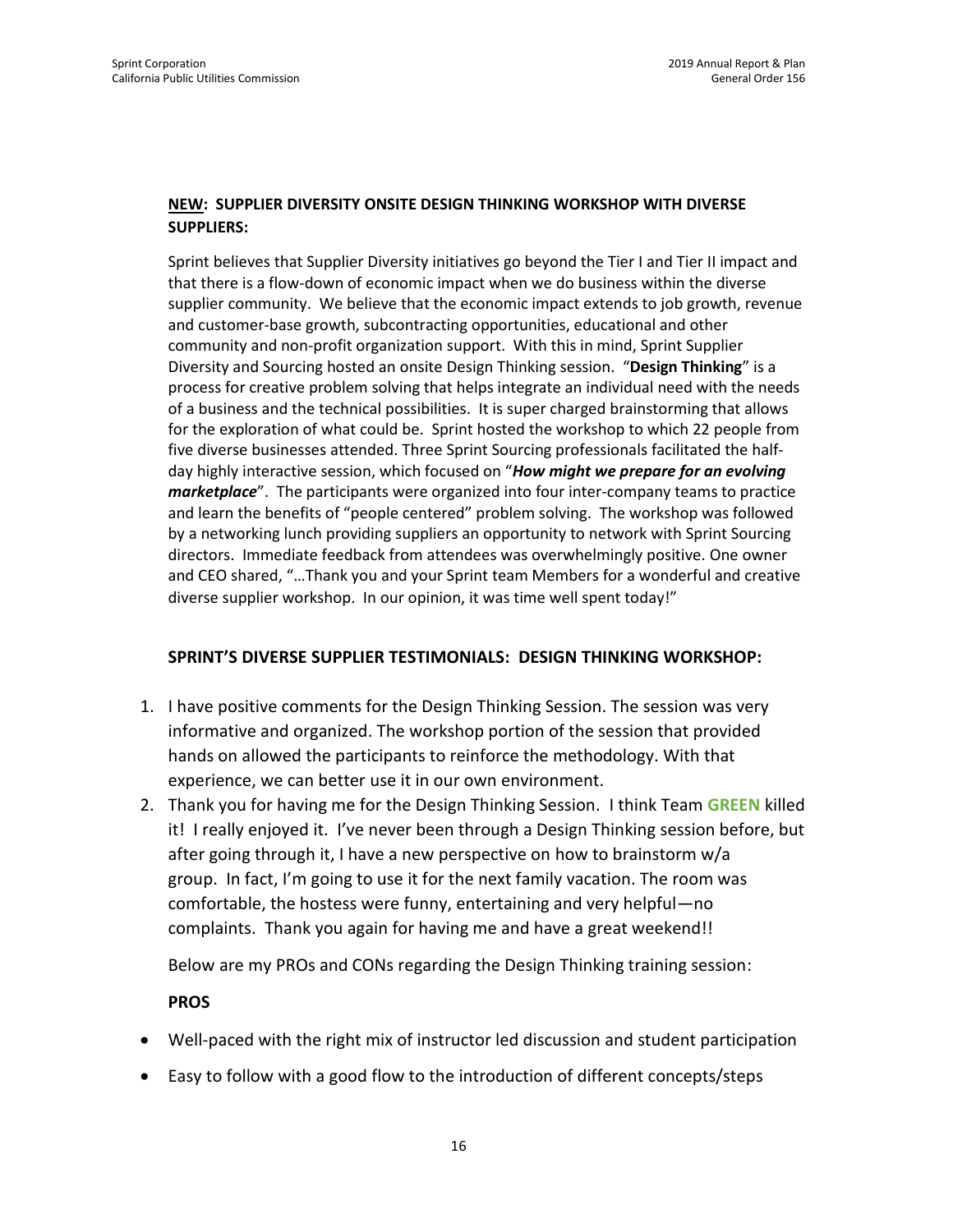## <u>NEW</u>: SUPPLIER DIVERSITY ONSITE DESIGN THINKING WORKSHOP WITH DIVERSE SUPPLIERS:

Sprint believes that Supplier Diversity initiatives go beyond the Tier I and Tier II impact and that there is a flow-down of economic impact when we do business within the diverse supplier community. We believe that the economic impact extends to job growth, revenue and customer-base growth, subcontracting opportunities, educational and other community and non-profit organization support. With this in mind, Sprint Supplier Diversity and Sourcing hosted an onsite Design Thinking session. "**Design Thinking**" is a process for creative problem solving that helps integrate an individual need with the needs of a business and the technical possibilities. It is super charged brainstorming that allows for the exploration of what could be. Sprint hosted the workshop to which 22 people from five diverse businesses attended. Three Sprint Sourcing professionals facilitated the half-day highly interactive session, which focused on "***How might we prepare for an evolving marketplace***". The participants were organized into four inter-company teams to practice and learn the benefits of "people centered" problem solving. The workshop was followed by a networking lunch providing suppliers an opportunity to network with Sprint Sourcing directors. Immediate feedback from attendees was overwhelmingly positive. One owner and CEO shared, "…Thank you and your Sprint team Members for a wonderful and creative diverse supplier workshop. In our opinion, it was time well spent today!"

## SPRINT'S DIVERSE SUPPLIER TESTIMONIALS: DESIGN THINKING WORKSHOP:

1. I have positive comments for the Design Thinking Session. The session was very informative and organized. The workshop portion of the session that provided hands on allowed the participants to reinforce the methodology. With that experience, we can better use it in our own environment.
2. Thank you for having me for the Design Thinking Session. I think Team **GREEN** killed it! I really enjoyed it. I've never been through a Design Thinking session before, but after going through it, I have a new perspective on how to brainstorm w/a group. In fact, I'm going to use it for the next family vacation. The room was comfortable, the hostess were funny, entertaining and very helpful—no complaints. Thank you again for having me and have a great weekend!!

   Below are my PROs and CONs regarding the Design Thinking training session:

   **PROS**

- Well-paced with the right mix of instructor led discussion and student participation
- Easy to follow with a good flow to the introduction of different concepts/steps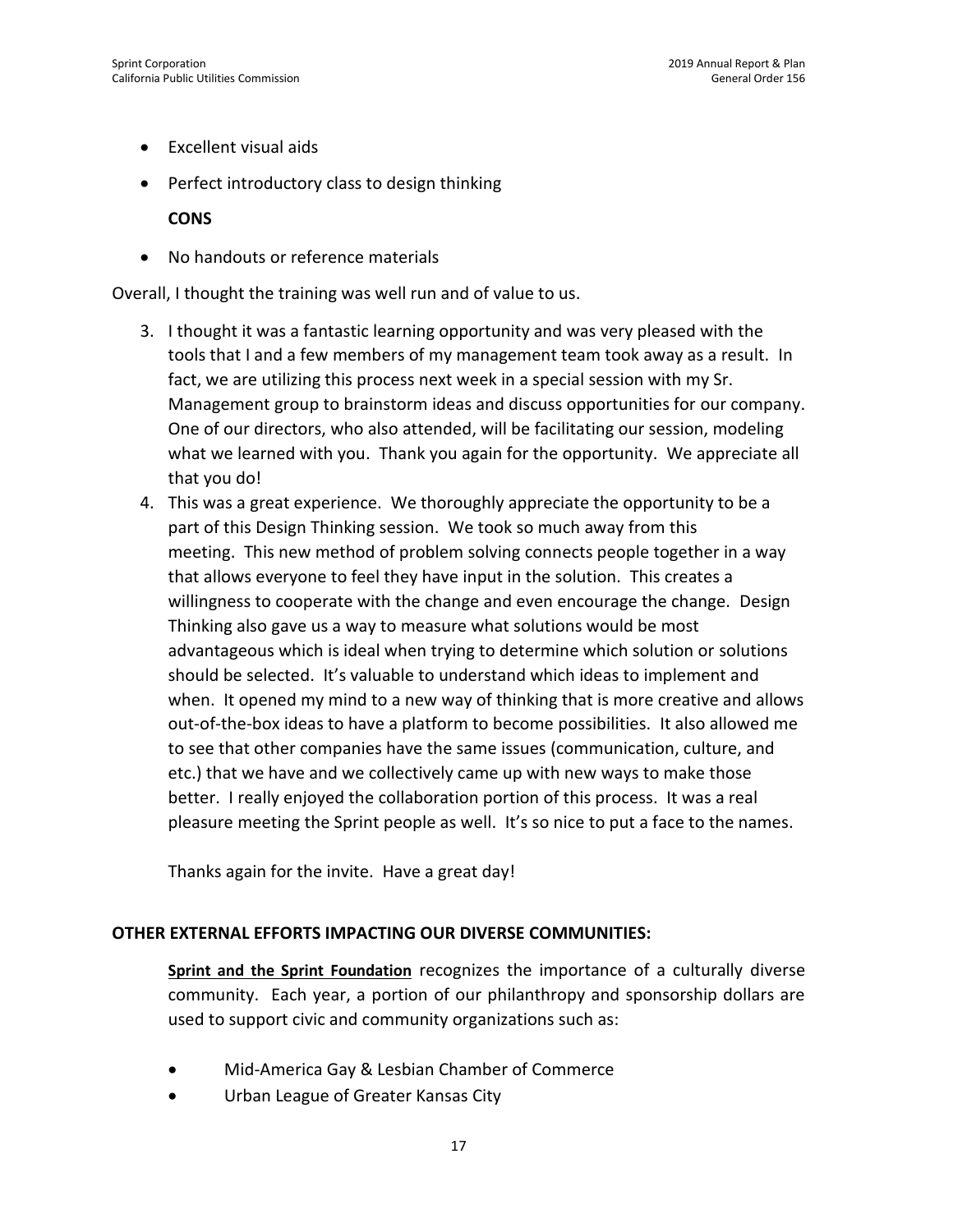- Excellent visual aids
- Perfect introductory class to design thinking

  **CONS**

- No handouts or reference materials

Overall, I thought the training was well run and of value to us.

3. I thought it was a fantastic learning opportunity and was very pleased with the tools that I and a few members of my management team took away as a result. In fact, we are utilizing this process next week in a special session with my Sr. Management group to brainstorm ideas and discuss opportunities for our company. One of our directors, who also attended, will be facilitating our session, modeling what we learned with you. Thank you again for the opportunity. We appreciate all that you do!
4. This was a great experience. We thoroughly appreciate the opportunity to be a part of this Design Thinking session. We took so much away from this meeting. This new method of problem solving connects people together in a way that allows everyone to feel they have input in the solution. This creates a willingness to cooperate with the change and even encourage the change. Design Thinking also gave us a way to measure what solutions would be most advantageous which is ideal when trying to determine which solution or solutions should be selected. It's valuable to understand which ideas to implement and when. It opened my mind to a new way of thinking that is more creative and allows out-of-the-box ideas to have a platform to become possibilities. It also allowed me to see that other companies have the same issues (communication, culture, and etc.) that we have and we collectively came up with new ways to make those better. I really enjoyed the collaboration portion of this process. It was a real pleasure meeting the Sprint people as well. It's so nice to put a face to the names.

   Thanks again for the invite. Have a great day!

**OTHER EXTERNAL EFFORTS IMPACTING OUR DIVERSE COMMUNITIES:**

**Sprint and the Sprint Foundation** recognizes the importance of a culturally diverse community. Each year, a portion of our philanthropy and sponsorship dollars are used to support civic and community organizations such as:

- Mid-America Gay & Lesbian Chamber of Commerce
- Urban League of Greater Kansas City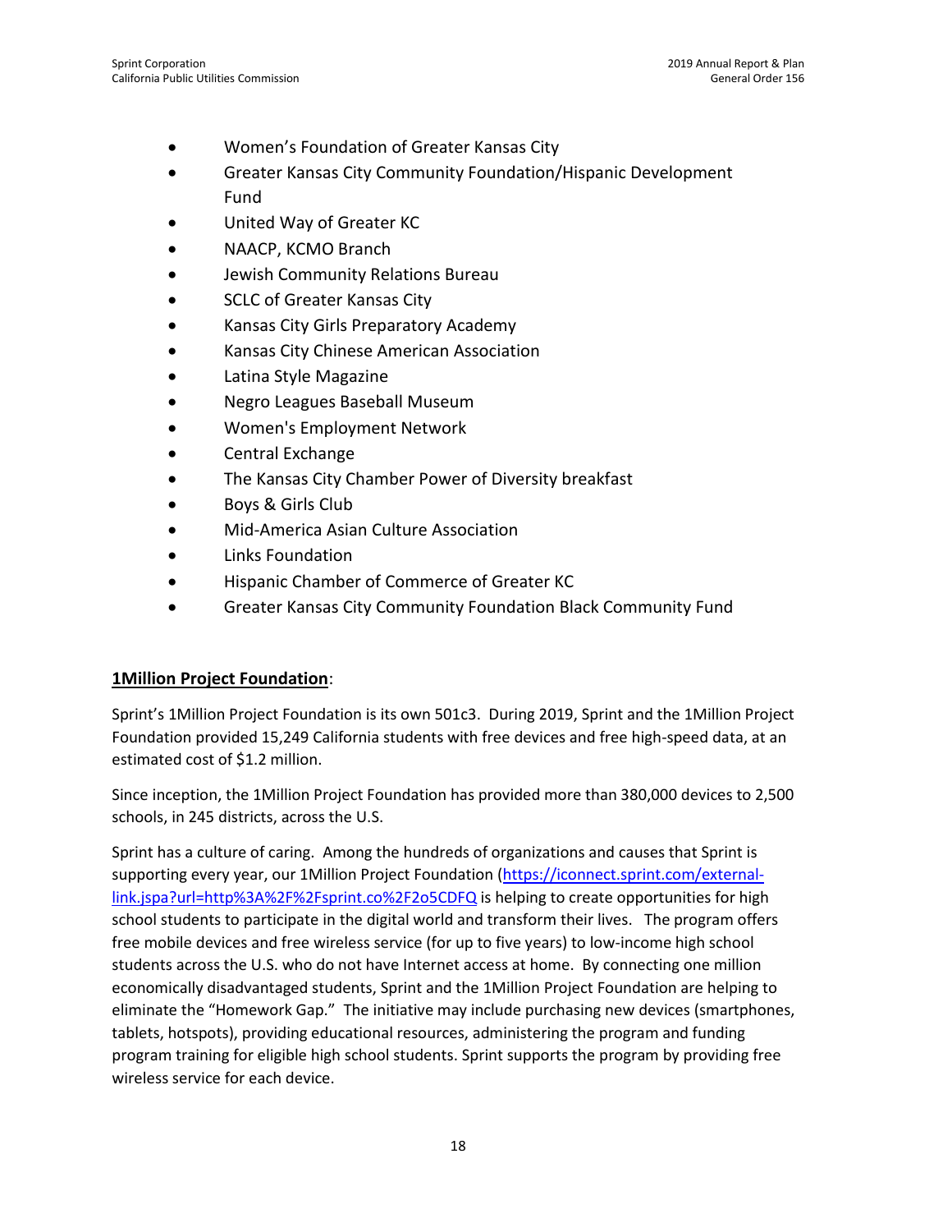- Women's Foundation of Greater Kansas City
- Greater Kansas City Community Foundation/Hispanic Development Fund
- United Way of Greater KC
- NAACP, KCMO Branch
- Jewish Community Relations Bureau
- SCLC of Greater Kansas City
- Kansas City Girls Preparatory Academy
- Kansas City Chinese American Association
- Latina Style Magazine
- Negro Leagues Baseball Museum
- Women's Employment Network
- Central Exchange
- The Kansas City Chamber Power of Diversity breakfast
- Boys & Girls Club
- Mid-America Asian Culture Association
- Links Foundation
- Hispanic Chamber of Commerce of Greater KC
- Greater Kansas City Community Foundation Black Community Fund

**1Million Project Foundation**:

Sprint's 1Million Project Foundation is its own 501c3. During 2019, Sprint and the 1Million Project Foundation provided 15,249 California students with free devices and free high-speed data, at an estimated cost of $1.2 million.

Since inception, the 1Million Project Foundation has provided more than 380,000 devices to 2,500 schools, in 245 districts, across the U.S.

Sprint has a culture of caring. Among the hundreds of organizations and causes that Sprint is supporting every year, our 1Million Project Foundation (https://iconnect.sprint.com/external-link.jspa?url=http%3A%2F%2Fsprint.co%2F2o5CDFQ is helping to create opportunities for high school students to participate in the digital world and transform their lives. The program offers free mobile devices and free wireless service (for up to five years) to low-income high school students across the U.S. who do not have Internet access at home. By connecting one million economically disadvantaged students, Sprint and the 1Million Project Foundation are helping to eliminate the "Homework Gap." The initiative may include purchasing new devices (smartphones, tablets, hotspots), providing educational resources, administering the program and funding program training for eligible high school students. Sprint supports the program by providing free wireless service for each device.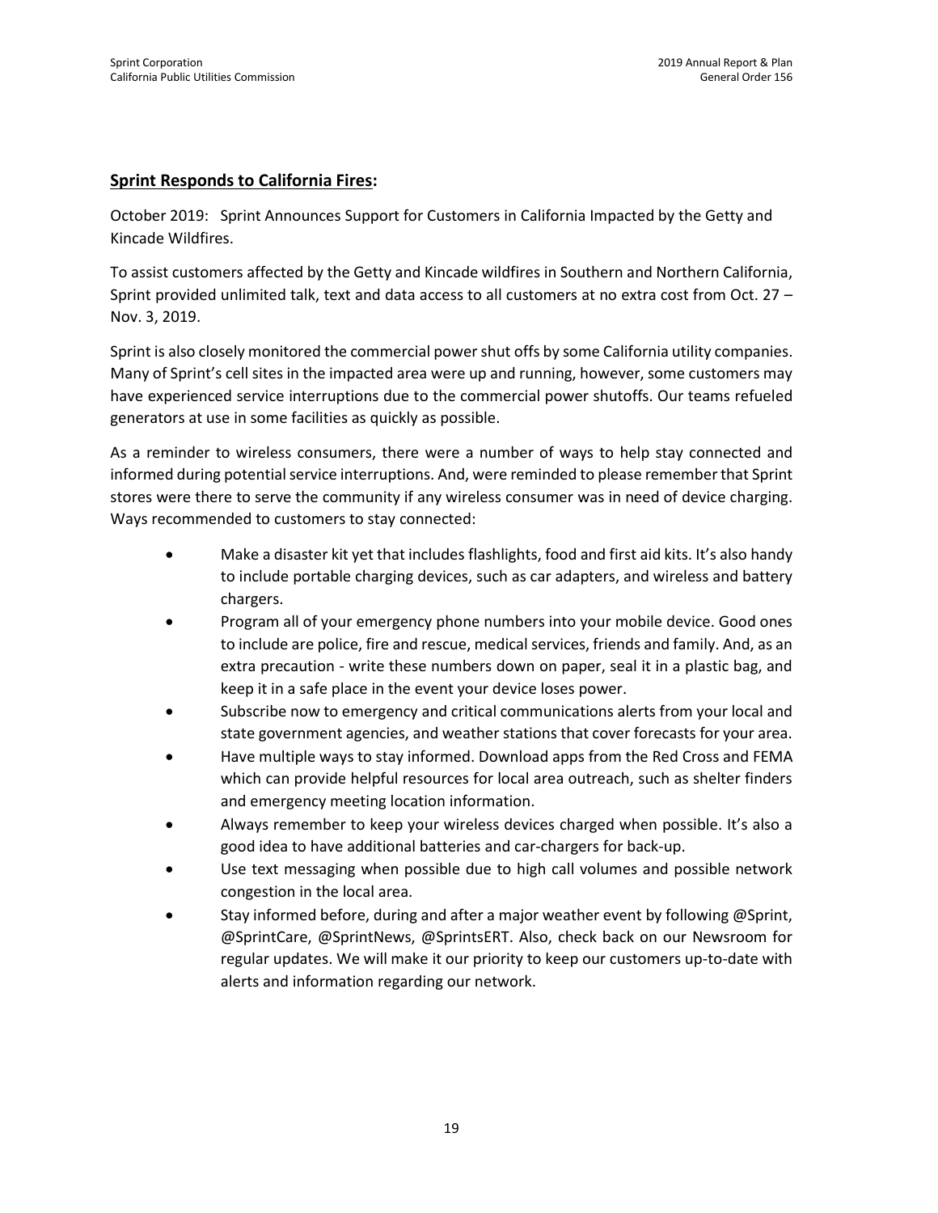**<u>Sprint Responds to California Fires</u>:**

October 2019: Sprint Announces Support for Customers in California Impacted by the Getty and Kincade Wildfires.

To assist customers affected by the Getty and Kincade wildfires in Southern and Northern California, Sprint provided unlimited talk, text and data access to all customers at no extra cost from Oct. 27 – Nov. 3, 2019.

Sprint is also closely monitored the commercial power shut offs by some California utility companies. Many of Sprint's cell sites in the impacted area were up and running, however, some customers may have experienced service interruptions due to the commercial power shutoffs. Our teams refueled generators at use in some facilities as quickly as possible.

As a reminder to wireless consumers, there were a number of ways to help stay connected and informed during potential service interruptions. And, were reminded to please remember that Sprint stores were there to serve the community if any wireless consumer was in need of device charging. Ways recommended to customers to stay connected:

- Make a disaster kit yet that includes flashlights, food and first aid kits. It's also handy to include portable charging devices, such as car adapters, and wireless and battery chargers.
- Program all of your emergency phone numbers into your mobile device. Good ones to include are police, fire and rescue, medical services, friends and family. And, as an extra precaution - write these numbers down on paper, seal it in a plastic bag, and keep it in a safe place in the event your device loses power.
- Subscribe now to emergency and critical communications alerts from your local and state government agencies, and weather stations that cover forecasts for your area.
- Have multiple ways to stay informed. Download apps from the Red Cross and FEMA which can provide helpful resources for local area outreach, such as shelter finders and emergency meeting location information.
- Always remember to keep your wireless devices charged when possible. It's also a good idea to have additional batteries and car-chargers for back-up.
- Use text messaging when possible due to high call volumes and possible network congestion in the local area.
- Stay informed before, during and after a major weather event by following @Sprint, @SprintCare, @SprintNews, @SprintsERT. Also, check back on our Newsroom for regular updates. We will make it our priority to keep our customers up-to-date with alerts and information regarding our network.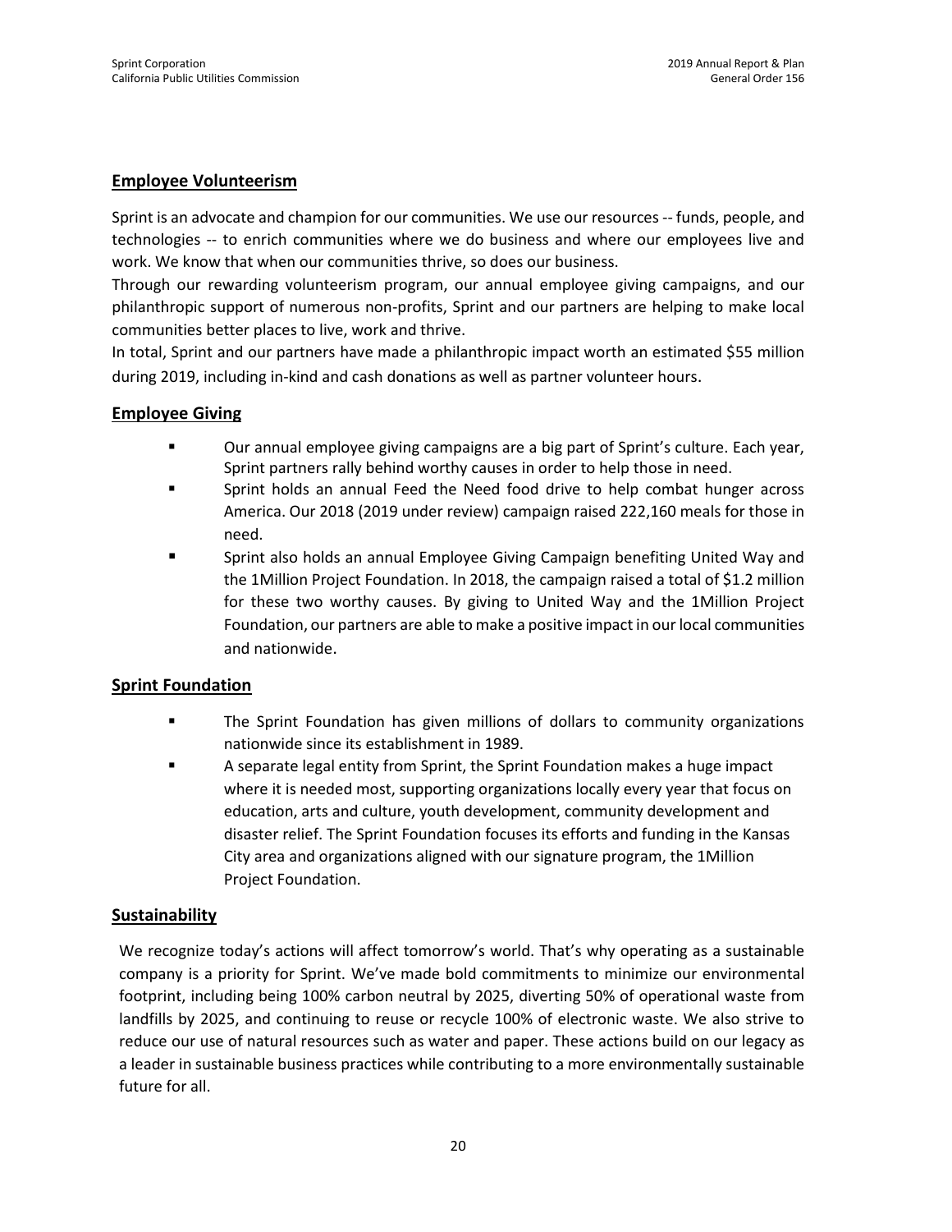## Employee Volunteerism

Sprint is an advocate and champion for our communities. We use our resources -- funds, people, and technologies -- to enrich communities where we do business and where our employees live and work. We know that when our communities thrive, so does our business.

Through our rewarding volunteerism program, our annual employee giving campaigns, and our philanthropic support of numerous non-profits, Sprint and our partners are helping to make local communities better places to live, work and thrive.

In total, Sprint and our partners have made a philanthropic impact worth an estimated $55 million during 2019, including in-kind and cash donations as well as partner volunteer hours.

## Employee Giving

- Our annual employee giving campaigns are a big part of Sprint's culture. Each year, Sprint partners rally behind worthy causes in order to help those in need.
- Sprint holds an annual Feed the Need food drive to help combat hunger across America. Our 2018 (2019 under review) campaign raised 222,160 meals for those in need.
- Sprint also holds an annual Employee Giving Campaign benefiting United Way and the 1Million Project Foundation. In 2018, the campaign raised a total of $1.2 million for these two worthy causes. By giving to United Way and the 1Million Project Foundation, our partners are able to make a positive impact in our local communities and nationwide.

## Sprint Foundation

- The Sprint Foundation has given millions of dollars to community organizations nationwide since its establishment in 1989.
- A separate legal entity from Sprint, the Sprint Foundation makes a huge impact where it is needed most, supporting organizations locally every year that focus on education, arts and culture, youth development, community development and disaster relief. The Sprint Foundation focuses its efforts and funding in the Kansas City area and organizations aligned with our signature program, the 1Million Project Foundation.

## Sustainability

We recognize today's actions will affect tomorrow's world. That's why operating as a sustainable company is a priority for Sprint. We've made bold commitments to minimize our environmental footprint, including being 100% carbon neutral by 2025, diverting 50% of operational waste from landfills by 2025, and continuing to reuse or recycle 100% of electronic waste. We also strive to reduce our use of natural resources such as water and paper. These actions build on our legacy as a leader in sustainable business practices while contributing to a more environmentally sustainable future for all.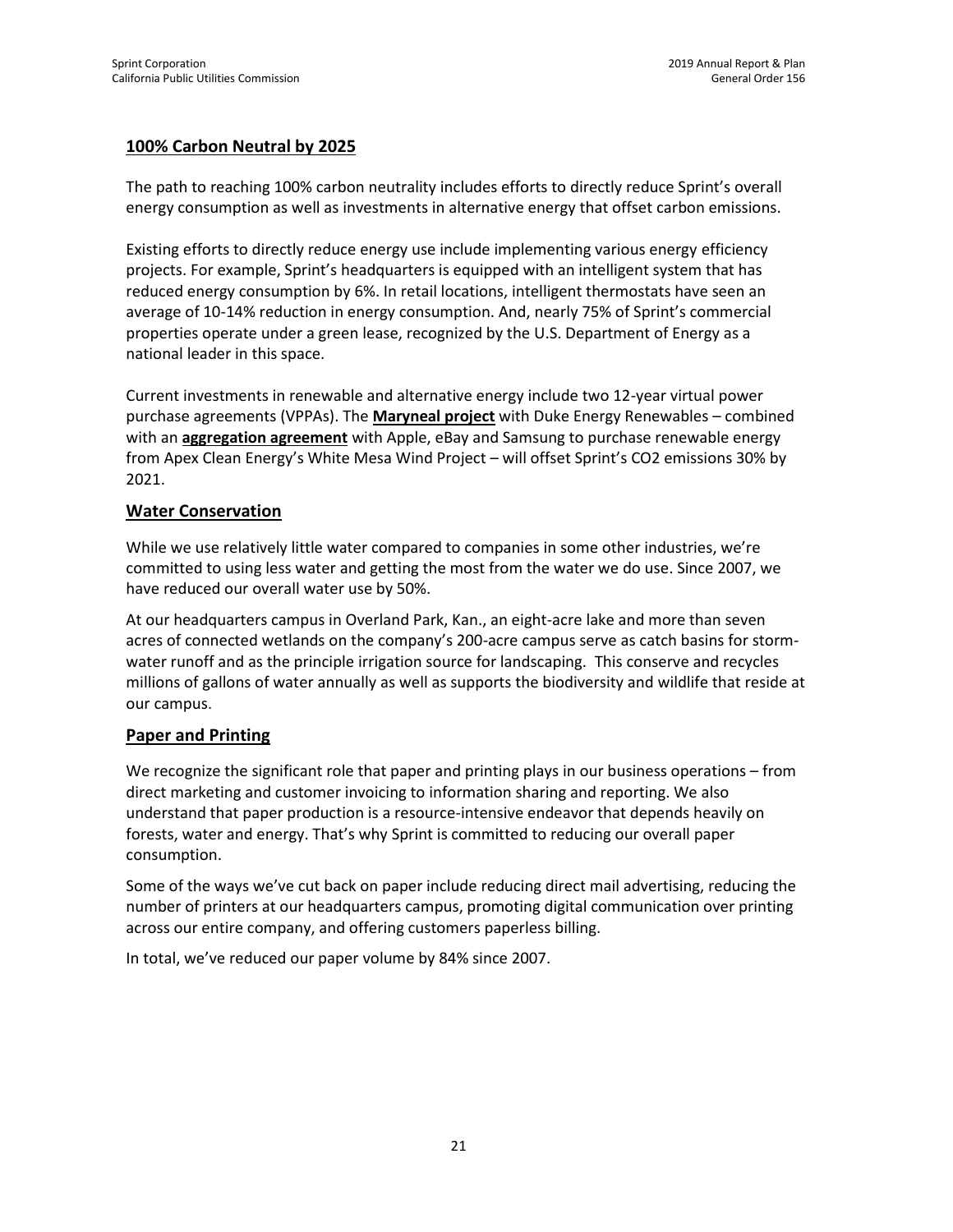## 100% Carbon Neutral by 2025

The path to reaching 100% carbon neutrality includes efforts to directly reduce Sprint's overall energy consumption as well as investments in alternative energy that offset carbon emissions.

Existing efforts to directly reduce energy use include implementing various energy efficiency projects. For example, Sprint's headquarters is equipped with an intelligent system that has reduced energy consumption by 6%. In retail locations, intelligent thermostats have seen an average of 10-14% reduction in energy consumption. And, nearly 75% of Sprint's commercial properties operate under a green lease, recognized by the U.S. Department of Energy as a national leader in this space.

Current investments in renewable and alternative energy include two 12-year virtual power purchase agreements (VPPAs). The **Maryneal project** with Duke Energy Renewables – combined with an **aggregation agreement** with Apple, eBay and Samsung to purchase renewable energy from Apex Clean Energy's White Mesa Wind Project – will offset Sprint's $CO_2$ emissions 30% by 2021.

## Water Conservation

While we use relatively little water compared to companies in some other industries, we're committed to using less water and getting the most from the water we do use. Since 2007, we have reduced our overall water use by 50%.

At our headquarters campus in Overland Park, Kan., an eight-acre lake and more than seven acres of connected wetlands on the company's 200-acre campus serve as catch basins for storm-water runoff and as the principle irrigation source for landscaping. This conserve and recycles millions of gallons of water annually as well as supports the biodiversity and wildlife that reside at our campus.

## Paper and Printing

We recognize the significant role that paper and printing plays in our business operations – from direct marketing and customer invoicing to information sharing and reporting. We also understand that paper production is a resource-intensive endeavor that depends heavily on forests, water and energy. That's why Sprint is committed to reducing our overall paper consumption.

Some of the ways we've cut back on paper include reducing direct mail advertising, reducing the number of printers at our headquarters campus, promoting digital communication over printing across our entire company, and offering customers paperless billing.

In total, we've reduced our paper volume by 84% since 2007.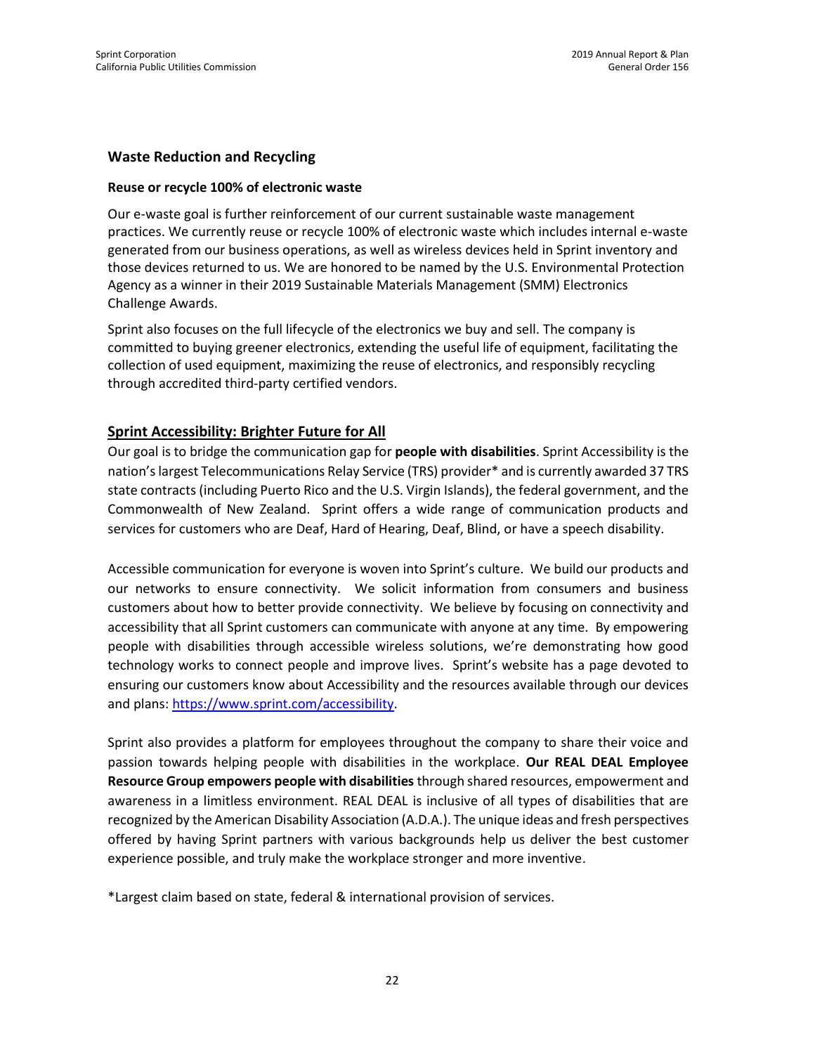## Waste Reduction and Recycling

### Reuse or recycle 100% of electronic waste

Our e-waste goal is further reinforcement of our current sustainable waste management practices. We currently reuse or recycle 100% of electronic waste which includes internal e-waste generated from our business operations, as well as wireless devices held in Sprint inventory and those devices returned to us. We are honored to be named by the U.S. Environmental Protection Agency as a winner in their 2019 Sustainable Materials Management (SMM) Electronics Challenge Awards.

Sprint also focuses on the full lifecycle of the electronics we buy and sell. The company is committed to buying greener electronics, extending the useful life of equipment, facilitating the collection of used equipment, maximizing the reuse of electronics, and responsibly recycling through accredited third-party certified vendors.

## Sprint Accessibility: Brighter Future for All

Our goal is to bridge the communication gap for **people with disabilities**. Sprint Accessibility is the nation's largest Telecommunications Relay Service (TRS) provider* and is currently awarded 37 TRS state contracts (including Puerto Rico and the U.S. Virgin Islands), the federal government, and the Commonwealth of New Zealand. Sprint offers a wide range of communication products and services for customers who are Deaf, Hard of Hearing, Deaf, Blind, or have a speech disability.

Accessible communication for everyone is woven into Sprint's culture. We build our products and our networks to ensure connectivity. We solicit information from consumers and business customers about how to better provide connectivity. We believe by focusing on connectivity and accessibility that all Sprint customers can communicate with anyone at any time. By empowering people with disabilities through accessible wireless solutions, we're demonstrating how good technology works to connect people and improve lives. Sprint's website has a page devoted to ensuring our customers know about Accessibility and the resources available through our devices and plans: [https://www.sprint.com/accessibility](https://www.sprint.com/accessibility).

Sprint also provides a platform for employees throughout the company to share their voice and passion towards helping people with disabilities in the workplace. **Our REAL DEAL Employee Resource Group empowers people with disabilities** through shared resources, empowerment and awareness in a limitless environment. REAL DEAL is inclusive of all types of disabilities that are recognized by the American Disability Association (A.D.A.). The unique ideas and fresh perspectives offered by having Sprint partners with various backgrounds help us deliver the best customer experience possible, and truly make the workplace stronger and more inventive.

*Largest claim based on state, federal & international provision of services.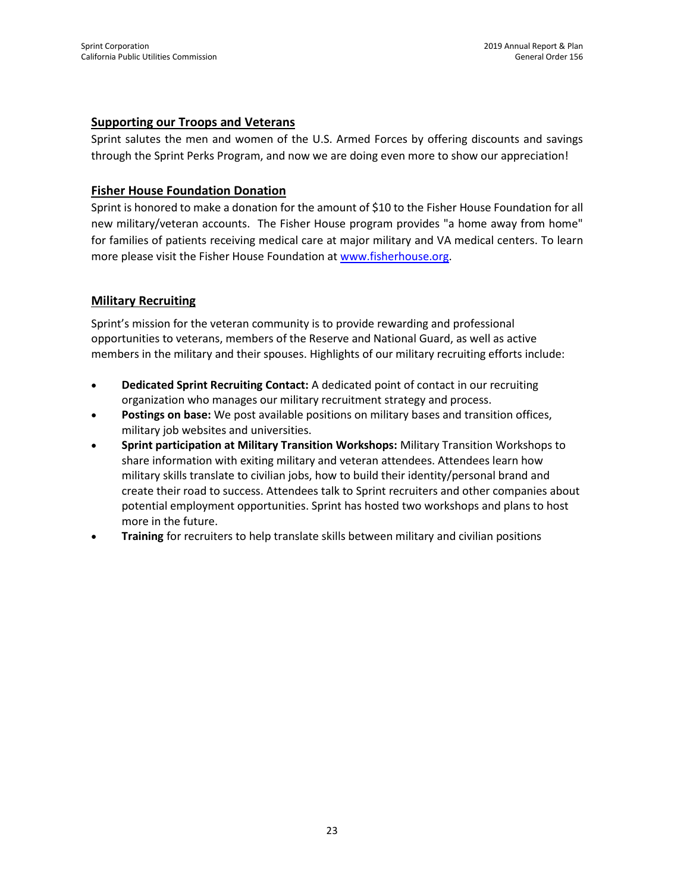## Supporting our Troops and Veterans

Sprint salutes the men and women of the U.S. Armed Forces by offering discounts and savings through the Sprint Perks Program, and now we are doing even more to show our appreciation!

## Fisher House Foundation Donation

Sprint is honored to make a donation for the amount of $10 to the Fisher House Foundation for all new military/veteran accounts. The Fisher House program provides "a home away from home" for families of patients receiving medical care at major military and VA medical centers. To learn more please visit the Fisher House Foundation at [www.fisherhouse.org](http://www.fisherhouse.org).

## Military Recruiting

Sprint's mission for the veteran community is to provide rewarding and professional opportunities to veterans, members of the Reserve and National Guard, as well as active members in the military and their spouses. Highlights of our military recruiting efforts include:

- **Dedicated Sprint Recruiting Contact:** A dedicated point of contact in our recruiting organization who manages our military recruitment strategy and process.
- **Postings on base:** We post available positions on military bases and transition offices, military job websites and universities.
- **Sprint participation at Military Transition Workshops:** Military Transition Workshops to share information with exiting military and veteran attendees. Attendees learn how military skills translate to civilian jobs, how to build their identity/personal brand and create their road to success. Attendees talk to Sprint recruiters and other companies about potential employment opportunities. Sprint has hosted two workshops and plans to host more in the future.
- **Training** for recruiters to help translate skills between military and civilian positions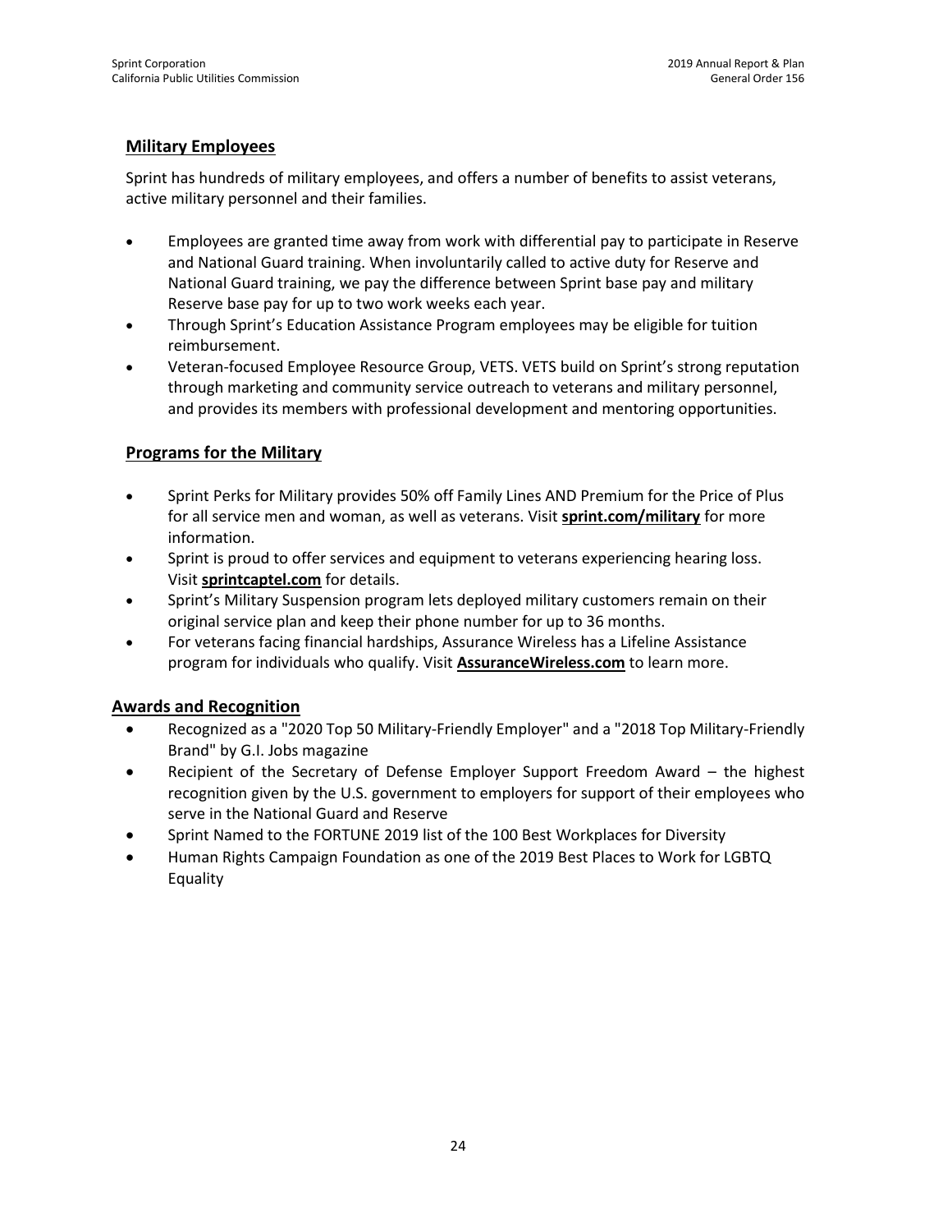## Military Employees

Sprint has hundreds of military employees, and offers a number of benefits to assist veterans, active military personnel and their families.

- Employees are granted time away from work with differential pay to participate in Reserve and National Guard training. When involuntarily called to active duty for Reserve and National Guard training, we pay the difference between Sprint base pay and military Reserve base pay for up to two work weeks each year.
- Through Sprint's Education Assistance Program employees may be eligible for tuition reimbursement.
- Veteran-focused Employee Resource Group, VETS. VETS build on Sprint's strong reputation through marketing and community service outreach to veterans and military personnel, and provides its members with professional development and mentoring opportunities.

## Programs for the Military

- Sprint Perks for Military provides 50% off Family Lines AND Premium for the Price of Plus for all service men and woman, as well as veterans. Visit **sprint.com/military** for more information.
- Sprint is proud to offer services and equipment to veterans experiencing hearing loss. Visit **sprintcaptel.com** for details.
- Sprint's Military Suspension program lets deployed military customers remain on their original service plan and keep their phone number for up to 36 months.
- For veterans facing financial hardships, Assurance Wireless has a Lifeline Assistance program for individuals who qualify. Visit **AssuranceWireless.com** to learn more.

## Awards and Recognition

- Recognized as a "2020 Top 50 Military-Friendly Employer" and a "2018 Top Military-Friendly Brand" by G.I. Jobs magazine
- Recipient of the Secretary of Defense Employer Support Freedom Award – the highest recognition given by the U.S. government to employers for support of their employees who serve in the National Guard and Reserve
- Sprint Named to the FORTUNE 2019 list of the 100 Best Workplaces for Diversity
- Human Rights Campaign Foundation as one of the 2019 Best Places to Work for LGBTQ Equality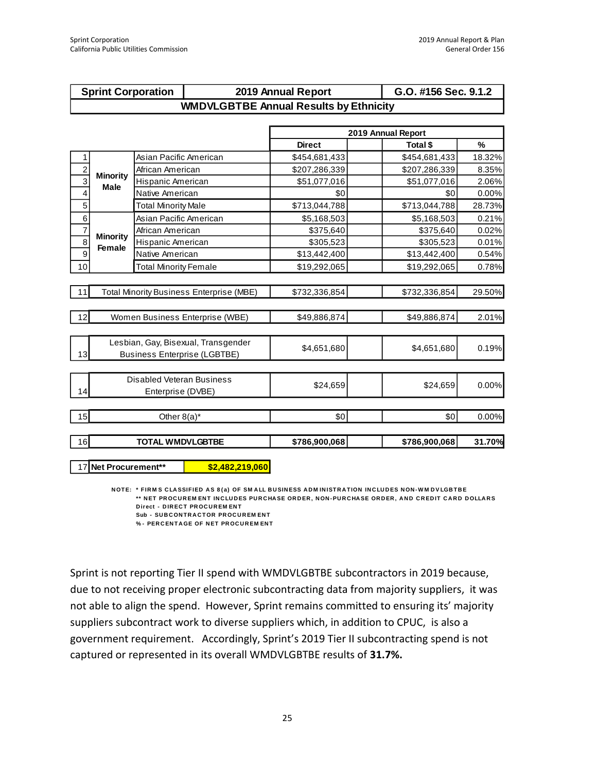| Sprint Corporation | | 2019 Annual Report | | | G.O. #156 Sec. 9.1.2 |
|---|---|---|---|---|---|
| WMDVLGBTBE Annual Results by Ethnicity | | | | | |

| | | | 2019 Annual Report | | | |
|---|---|---|---|---|---|---|
| | | | Direct | | Total $ | % |
| 1 | Minority Male | Asian Pacific American | $454,681,433 | | $454,681,433 | 18.32% |
| 2 | | African American | $207,286,339 | | $207,286,339 | 8.35% |
| 3 | | Hispanic American | $51,077,016 | | $51,077,016 | 2.06% |
| 4 | | Native American | $0 | | $0 | 0.00% |
| 5 | | Total Minority Male | $713,044,788 | | $713,044,788 | 28.73% |
| 6 | Minority Female | Asian Pacific American | $5,168,503 | | $5,168,503 | 0.21% |
| 7 | | African American | $375,640 | | $375,640 | 0.02% |
| 8 | | Hispanic American | $305,523 | | $305,523 | 0.01% |
| 9 | | Native American | $13,442,400 | | $13,442,400 | 0.54% |
| 10 | | Total Minority Female | $19,292,065 | | $19,292,065 | 0.78% |
| 11 | Total Minority Business Enterprise (MBE) | | $732,336,854 | | $732,336,854 | 29.50% |
| 12 | Women Business Enterprise (WBE) | | $49,886,874 | | $49,886,874 | 2.01% |
| 13 | Lesbian, Gay, Bisexual, Transgender Business Enterprise (LGBTBE) | | $4,651,680 | | $4,651,680 | 0.19% |
| 14 | Disabled Veteran Business Enterprise (DVBE) | | $24,659 | | $24,659 | 0.00% |
| 15 | Other 8(a)* | | $0 | | $0 | 0.00% |
| 16 | **TOTAL WMDVLGBTBE** | | **$786,900,068** | | **$786,900,068** | **31.70%** |
| 17 | **Net Procurement**** | **$2,482,219,060** | | | | |

NOTE: * FIRMS CLASSIFIED AS 8(a) OF SMALL BUSINESS ADMINISTRATION INCLUDES NON-WMDVLGBTBE
** NET PROCUREMENT INCLUDES PURCHASE ORDER, NON-PURCHASE ORDER, AND CREDIT CARD DOLLARS
Direct - DIRECT PROCUREMENT
Sub - SUBCONTRACTOR PROCUREMENT
% - PERCENTAGE OF NET PROCUREMENT

Sprint is not reporting Tier II spend with WMDVLGBTBE subcontractors in 2019 because, due to not receiving proper electronic subcontracting data from majority suppliers, it was not able to align the spend. However, Sprint remains committed to ensuring its' majority suppliers subcontract work to diverse suppliers which, in addition to CPUC, is also a government requirement. Accordingly, Sprint's 2019 Tier II subcontracting spend is not captured or represented in its overall WMDVLGBTBE results of **31.7%.**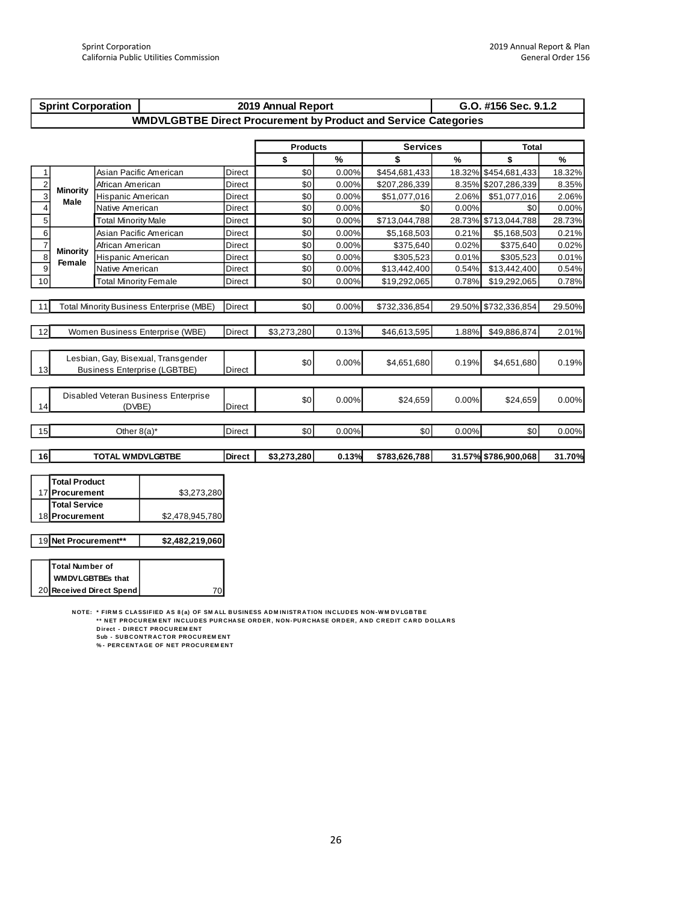| Sprint Corporation | 2019 Annual Report | G.O. #156 Sec. 9.1.2 |
|---|---|---|

**WMDVLGBTBE Direct Procurement by Product and Service Categories**

| # | Category | | Type | Products $ | Products % | Services $ | Services % | Total $ | Total % |
|---|---|---|---|---|---|---|---|---|---|
| 1 | Minority Male | Asian Pacific American | Direct | $0 | 0.00% | $454,681,433 | 18.32% | $454,681,433 | 18.32% |
| 2 | | African American | Direct | $0 | 0.00% | $207,286,339 | 8.35% | $207,286,339 | 8.35% |
| 3 | | Hispanic American | Direct | $0 | 0.00% | $51,077,016 | 2.06% | $51,077,016 | 2.06% |
| 4 | | Native American | Direct | $0 | 0.00% | $0 | 0.00% | $0 | 0.00% |
| 5 | | Total Minority Male | Direct | $0 | 0.00% | $713,044,788 | 28.73% | $713,044,788 | 28.73% |
| 6 | Minority Female | Asian Pacific American | Direct | $0 | 0.00% | $5,168,503 | 0.21% | $5,168,503 | 0.21% |
| 7 | | African American | Direct | $0 | 0.00% | $375,640 | 0.02% | $375,640 | 0.02% |
| 8 | | Hispanic American | Direct | $0 | 0.00% | $305,523 | 0.01% | $305,523 | 0.01% |
| 9 | | Native American | Direct | $0 | 0.00% | $13,442,400 | 0.54% | $13,442,400 | 0.54% |
| 10 | | Total Minority Female | Direct | $0 | 0.00% | $19,292,065 | 0.78% | $19,292,065 | 0.78% |
| 11 | Total Minority Business Enterprise (MBE) | | Direct | $0 | 0.00% | $732,336,854 | 29.50% | $732,336,854 | 29.50% |
| 12 | Women Business Enterprise (WBE) | | Direct | $3,273,280 | 0.13% | $46,613,595 | 1.88% | $49,886,874 | 2.01% |
| 13 | Lesbian, Gay, Bisexual, Transgender Business Enterprise (LGBTBE) | | Direct | $0 | 0.00% | $4,651,680 | 0.19% | $4,651,680 | 0.19% |
| 14 | Disabled Veteran Business Enterprise (DVBE) | | Direct | $0 | 0.00% | $24,659 | 0.00% | $24,659 | 0.00% |
| 15 | Other 8(a)* | | Direct | $0 | 0.00% | $0 | 0.00% | $0 | 0.00% |
| 16 | **TOTAL WMDVLGBTBE** | | **Direct** | **$3,273,280** | **0.13%** | **$783,626,788** | **31.57%** | **$786,900,068** | **31.70%** |

| # | Item | Amount |
|---|---|---|
| 17 | **Total Product Procurement** | $3,273,280 |
| 18 | **Total Service Procurement** | $2,478,945,780 |
| 19 | **Net Procurement**** | **$2,482,219,060** |
| 20 | **Total Number of WMDVLGBTBEs that Received Direct Spend** | 70 |

NOTE: * FIRMS CLASSIFIED AS 8(a) OF SMALL BUSINESS ADMINISTRATION INCLUDES NON-WMDVLGBTBE
** NET PROCUREMENT INCLUDES PURCHASE ORDER, NON-PURCHASE ORDER, AND CREDIT CARD DOLLARS
Direct - DIRECT PROCUREMENT
Sub - SUBCONTRACTOR PROCUREMENT
% - PERCENTAGE OF NET PROCUREMENT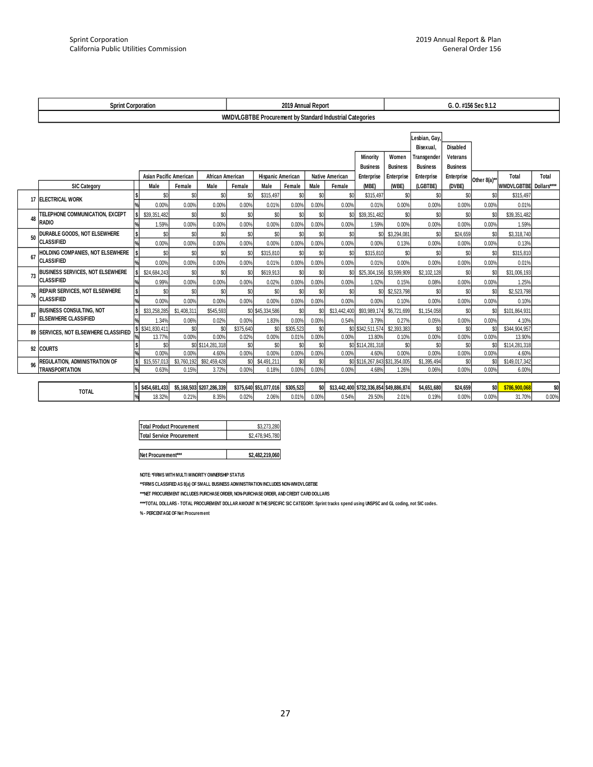| Sprint Corporation | | | 2019 Annual Report | | | | | | | | | G. O. #156 Sec 9.1.2 | | | | |
|---|---|---|---|---|---|---|---|---|---|---|---|---|---|---|---|---|
| WMDVLGBTBE Procurement by Standard Industrial Categories | | | | | | | | | | | | | | | | |

| | SIC Category | | Asian Pacific American Male | Asian Pacific American Female | African American Male | African American Female | Hispanic American Male | Hispanic American Female | Native American Male | Native American Female | Minority Business Enterprise (MBE) | Women Business Enterprise (WBE) | Lesbian, Gay, Bisexual, Transgender Business Enterprise (LGBTBE) | Disabled Veterans Business Enterprise (DVBE) | Other 8(a)** | Total WMDVLGBTBE | Total Dollars**** |
|---|---|---|---|---|---|---|---|---|---|---|---|---|---|---|---|---|---|
| 17 | ELECTRICAL WORK | $ | $0 | $0 | $0 | $0 | $315,497 | $0 | $0 | $0 | $315,497 | $0 | $0 | $0 | $0 | $315,497 | |
| | | % | 0.00% | 0.00% | 0.00% | 0.00% | 0.01% | 0.00% | 0.00% | 0.00% | 0.01% | 0.00% | 0.00% | 0.00% | 0.00% | 0.01% | |
| 48 | TELEPHONE COMMUNICATION, EXCEPT RADIO | $ | $39,351,482 | $0 | $0 | $0 | $0 | $0 | $0 | $0 | $39,351,482 | $0 | $0 | $0 | $0 | $39,351,482 | |
| | | % | 1.59% | 0.00% | 0.00% | 0.00% | 0.00% | 0.00% | 0.00% | 0.00% | 1.59% | 0.00% | 0.00% | 0.00% | 0.00% | 1.59% | |
| 50 | DURABLE GOODS, NOT ELSEWHERE CLASSIFIED | $ | $0 | $0 | $0 | $0 | $0 | $0 | $0 | $0 | $0 | $3,294,081 | $0 | $24,659 | $0 | $3,318,740 | |
| | | % | 0.00% | 0.00% | 0.00% | 0.00% | 0.00% | 0.00% | 0.00% | 0.00% | 0.00% | 0.13% | 0.00% | 0.00% | 0.00% | 0.13% | |
| 67 | HOLDING COMPANIES, NOT ELSEWHERE CLASSIFIED | $ | $0 | $0 | $0 | $0 | $315,810 | $0 | $0 | $0 | $315,810 | $0 | $0 | $0 | $0 | $315,810 | |
| | | % | 0.00% | 0.00% | 0.00% | 0.00% | 0.01% | 0.00% | 0.00% | 0.00% | 0.01% | 0.00% | 0.00% | 0.00% | 0.00% | 0.01% | |
| 73 | BUSINESS SERVICES, NOT ELSEWHERE CLASSIFIED | $ | $24,684,243 | $0 | $0 | $0 | $619,913 | $0 | $0 | $0 | $25,304,156 | $3,599,909 | $2,102,128 | $0 | $0 | $31,006,193 | |
| | | % | 0.99% | 0.00% | 0.00% | 0.00% | 0.02% | 0.00% | 0.00% | 0.00% | 1.02% | 0.15% | 0.08% | 0.00% | 0.00% | 1.25% | |
| 76 | REPAIR SERVICES, NOT ELSEWHERE CLASSIFIED | $ | $0 | $0 | $0 | $0 | $0 | $0 | $0 | $0 | $0 | $2,523,798 | $0 | $0 | $0 | $2,523,798 | |
| | | % | 0.00% | 0.00% | 0.00% | 0.00% | 0.00% | 0.00% | 0.00% | 0.00% | 0.00% | 0.10% | 0.00% | 0.00% | 0.00% | 0.10% | |
| 87 | BUSINESS CONSULTING, NOT ELSEWHERE CLASSIFIED | $ | $33,258,285 | $1,408,311 | $545,593 | $0 | $45,334,586 | $0 | $0 | $13,442,400 | $93,989,174 | $6,721,699 | $1,154,058 | $0 | $0 | $101,864,931 | |
| | | % | 1.34% | 0.06% | 0.02% | 0.00% | 1.83% | 0.00% | 0.00% | 0.54% | 3.79% | 0.27% | 0.05% | 0.00% | 0.00% | 4.10% | |
| 89 | SERVICES, NOT ELSEWHERE CLASSIFIED | $ | $341,830,411 | $0 | $0 | $375,640 | $0 | $305,523 | $0 | $0 | $342,511,574 | $2,393,383 | $0 | $0 | $0 | $344,904,957 | |
| | | % | 13.77% | 0.00% | 0.00% | 0.02% | 0.00% | 0.01% | 0.00% | 0.00% | 13.80% | 0.10% | 0.00% | 0.00% | 0.00% | 13.90% | |
| 92 | COURTS | $ | $0 | $0 | $114,281,318 | $0 | $0 | $0 | $0 | $0 | $114,281,318 | $0 | $0 | $0 | $0 | $114,281,318 | |
| | | % | 0.00% | 0.00% | 4.60% | 0.00% | 0.00% | 0.00% | 0.00% | 0.00% | 4.60% | 0.00% | 0.00% | 0.00% | 0.00% | 4.60% | |
| 96 | REGULATION, ADMINISTRATION OF TRANSPORTATION | $ | $15,557,013 | $3,760,192 | $92,459,428 | $0 | $4,491,211 | $0 | $0 | $0 | $116,267,843 | $31,354,005 | $1,395,494 | $0 | $0 | $149,017,342 | |
| | | % | 0.63% | 0.15% | 3.72% | 0.00% | 0.18% | 0.00% | 0.00% | 0.00% | 4.68% | 1.26% | 0.06% | 0.00% | 0.00% | 6.00% | |
| | **TOTAL** | $ | **$454,681,433** | **$5,168,503** | **$207,286,339** | **$375,640** | **$51,077,016** | **$305,523** | **$0** | **$13,442,400** | **$732,336,854** | **$49,886,874** | **$4,651,680** | **$24,659** | **$0** | **$786,900,068** | **$0** |
| | | % | 18.32% | 0.21% | 8.35% | 0.02% | 2.06% | 0.01% | 0.00% | 0.54% | 29.50% | 2.01% | 0.19% | 0.00% | 0.00% | 31.70% | 0.00% |

| | |
|---|---|
| Total Product Procurement | $3,273,280 |
| Total Service Procurement | $2,478,945,780 |
| **Net Procurement*** | **$2,482,219,060** |

NOTE: *FIRMS WITH MULTI MINORITY OWNERSHIP STATUS

**FIRMS CLASSIFIED AS 8(a) OF SMALL BUSINESS ADMINISTRATION INCLUDES NON-WMDVLGBTBE

***NET PROCUREMENT INCLUDES PURCHASE ORDER, NON-PURCHASE ORDER, AND CREDIT CARD DOLLARS

****TOTAL DOLLARS - TOTAL PROCUREMENT DOLLAR AMOUNT IN THE SPECIFIC SIC CATEGORY. Sprint tracks spend using UNSPSC and GL coding, not SIC codes.

% - PERCENTAGE OF Net Procurement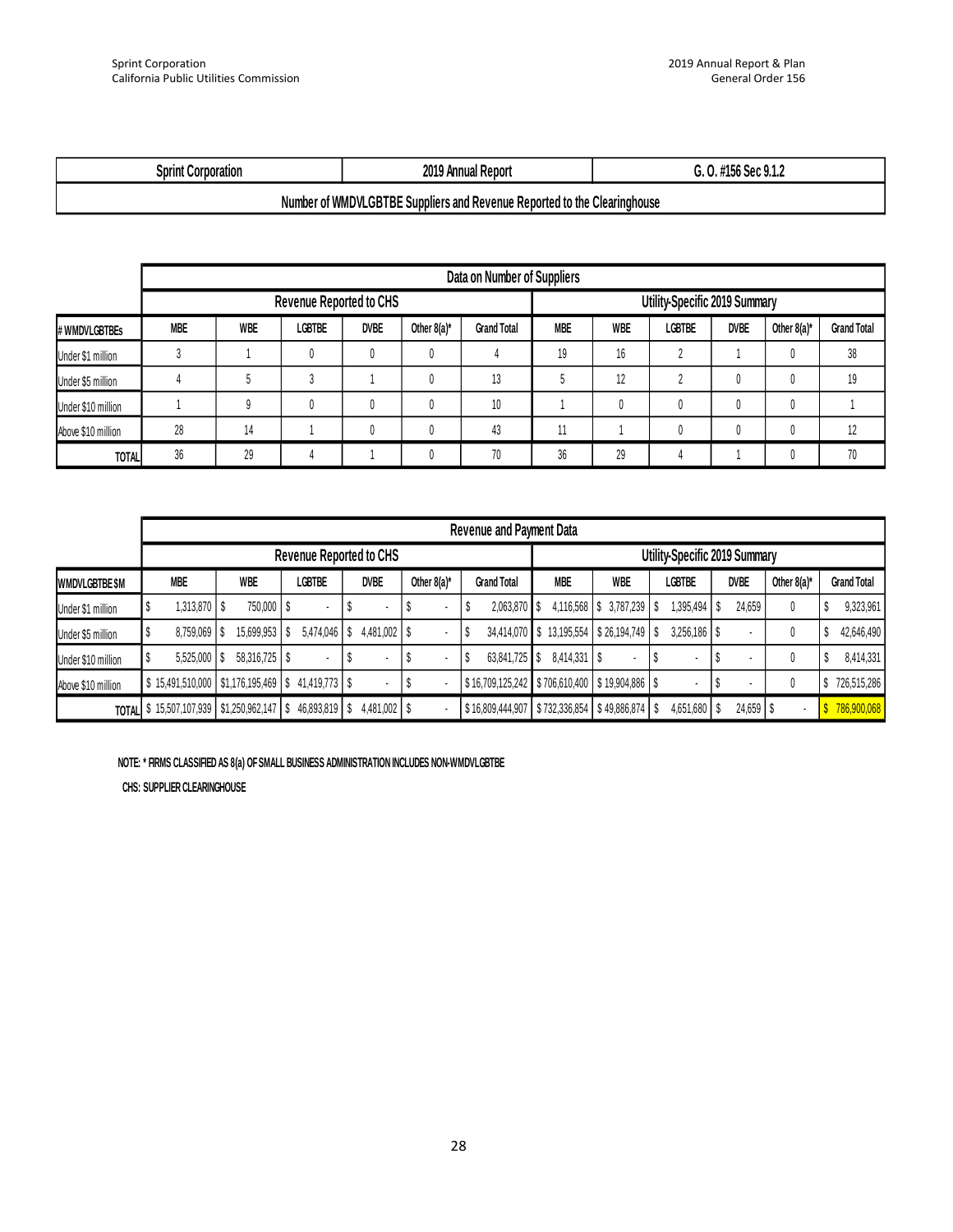| Sprint Corporation | 2019 Annual Report | G. O. #156 Sec 9.1.2 |
|---|---|---|
| Number of WMDVLGBTBE Suppliers and Revenue Reported to the Clearinghouse | | |

| | Data on Number of Suppliers | | | | | | | | | | | |
|---|---|---|---|---|---|---|---|---|---|---|---|---|
| | Revenue Reported to CHS | | | | | | Utility-Specific 2019 Summary | | | | | |
| # WMDVLGBTBEs | MBE | WBE | LGBTBE | DVBE | Other 8(a)* | Grand Total | MBE | WBE | LGBTBE | DVBE | Other 8(a)* | Grand Total |
| Under $1 million | 3 | 1 | 0 | 0 | 0 | 4 | 19 | 16 | 2 | 1 | 0 | 38 |
| Under $5 million | 4 | 5 | 3 | 1 | 0 | 13 | 5 | 12 | 2 | 0 | 0 | 19 |
| Under $10 million | 1 | 9 | 0 | 0 | 0 | 10 | 1 | 0 | 0 | 0 | 0 | 1 |
| Above $10 million | 28 | 14 | 1 | 0 | 0 | 43 | 11 | 1 | 0 | 0 | 0 | 12 |
| TOTAL | 36 | 29 | 4 | 1 | 0 | 70 | 36 | 29 | 4 | 1 | 0 | 70 |

| | Revenue and Payment Data | | | | | | | | | | | |
|---|---|---|---|---|---|---|---|---|---|---|---|---|
| | Revenue Reported to CHS | | | | | | Utility-Specific 2019 Summary | | | | | |
| WMDVLGBTBE $M | MBE | WBE | LGBTBE | DVBE | Other 8(a)* | Grand Total | MBE | WBE | LGBTBE | DVBE | Other 8(a)* | Grand Total |
| Under $1 million | $ 1,313,870 | $ 750,000 | $ - | $ - | $ - | $ 2,063,870 | $ 4,116,568 | $ 3,787,239 | $ 1,395,494 | $ 24,659 | 0 | $ 9,323,961 |
| Under $5 million | $ 8,759,069 | $ 15,699,953 | $ 5,474,046 | $ 4,481,002 | $ - | $ 34,414,070 | $ 13,195,554 | $ 26,194,749 | $ 3,256,186 | $ - | 0 | $ 42,646,490 |
| Under $10 million | $ 5,525,000 | $ 58,316,725 | $ - | $ - | $ - | $ 63,841,725 | $ 8,414,331 | $ - | $ - | $ - | 0 | $ 8,414,331 |
| Above $10 million | $ 15,491,510,000 | $1,176,195,469 | $ 41,419,773 | $ - | $ - | $ 16,709,125,242 | $ 706,610,400 | $ 19,904,886 | $ - | $ - | 0 | $ 726,515,286 |
| TOTAL | $ 15,507,107,939 | $1,250,962,147 | $ 46,893,819 | $ 4,481,002 | $ - | $ 16,809,444,907 | $ 732,336,854 | $ 49,886,874 | $ 4,651,680 | $ 24,659 | $ - | $ 786,900,068 |

NOTE: * FIRMS CLASSIFIED AS 8(a) OF SMALL BUSINESS ADMINISTRATION INCLUDES NON-WMDVLGBTBE

CHS: SUPPLIER CLEARINGHOUSE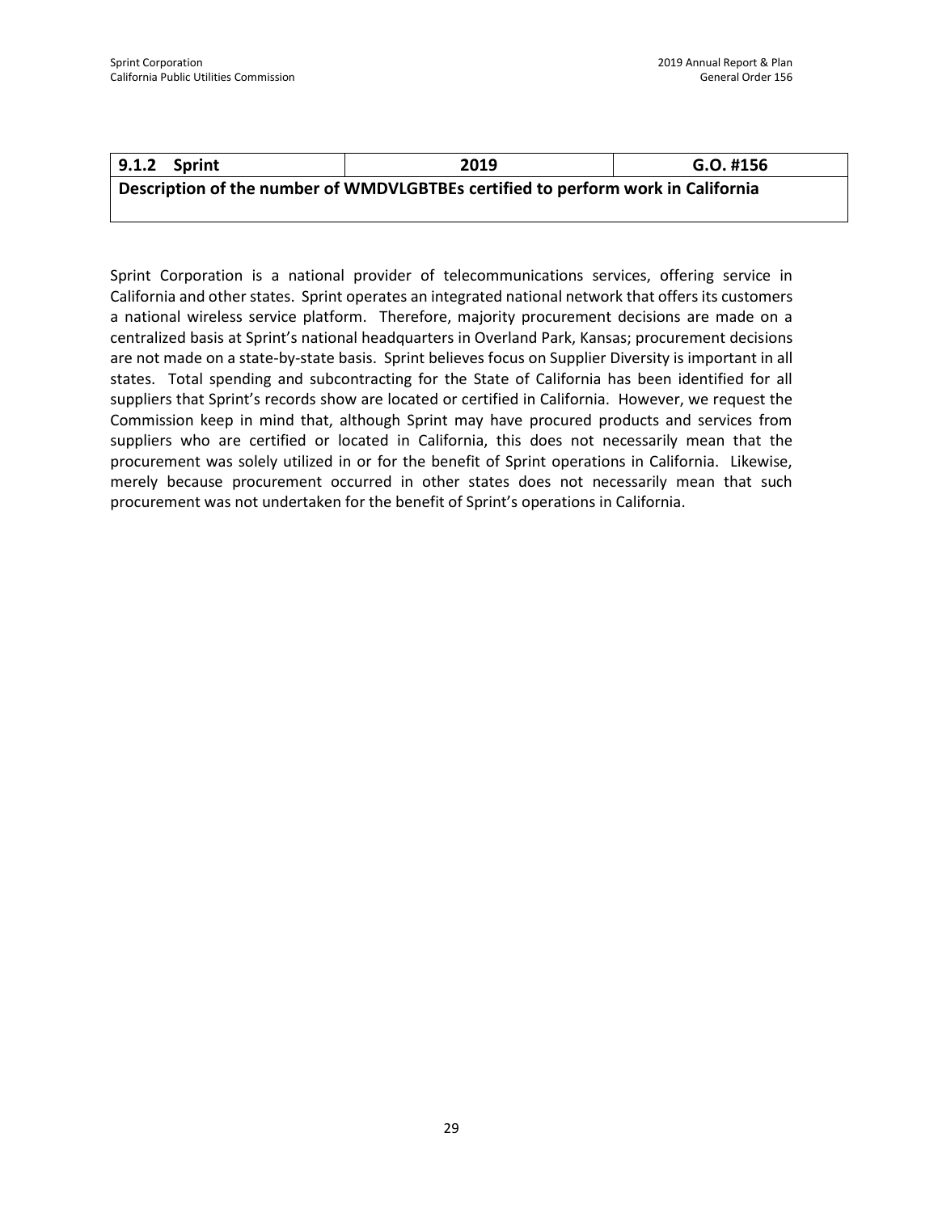| 9.1.2 Sprint | 2019 | G.O. #156 |
| --- | --- | --- |
| **Description of the number of WMDVLGBTBEs certified to perform work in California** | | |

Sprint Corporation is a national provider of telecommunications services, offering service in California and other states. Sprint operates an integrated national network that offers its customers a national wireless service platform. Therefore, majority procurement decisions are made on a centralized basis at Sprint's national headquarters in Overland Park, Kansas; procurement decisions are not made on a state-by-state basis. Sprint believes focus on Supplier Diversity is important in all states. Total spending and subcontracting for the State of California has been identified for all suppliers that Sprint's records show are located or certified in California. However, we request the Commission keep in mind that, although Sprint may have procured products and services from suppliers who are certified or located in California, this does not necessarily mean that the procurement was solely utilized in or for the benefit of Sprint operations in California. Likewise, merely because procurement occurred in other states does not necessarily mean that such procurement was not undertaken for the benefit of Sprint's operations in California.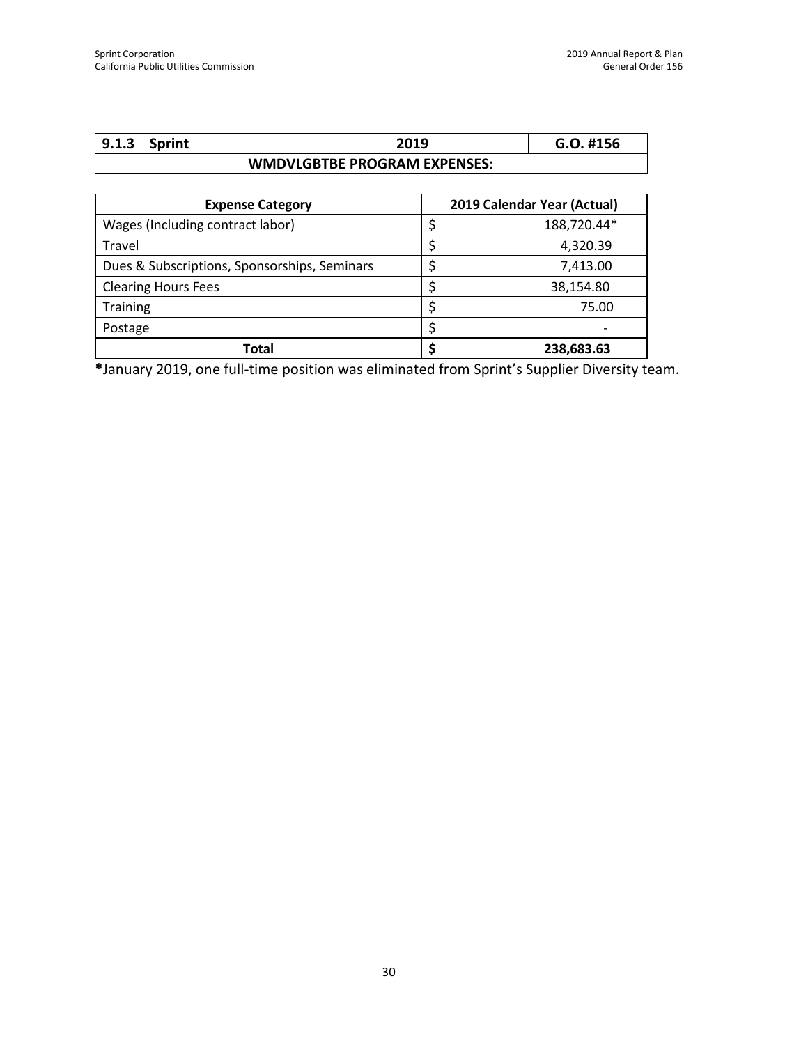| 9.1.3 Sprint | 2019 | G.O. #156 |
|---|---|---|
| **WMDVLGBTBE PROGRAM EXPENSES:** | | |

| Expense Category | 2019 Calendar Year (Actual) |
|---|---|
| Wages (Including contract labor) | $ 188,720.44* |
| Travel | $ 4,320.39 |
| Dues & Subscriptions, Sponsorships, Seminars | $ 7,413.00 |
| Clearing Hours Fees | $ 38,154.80 |
| Training | $ 75.00 |
| Postage | $ - |
| **Total** | **$ 238,683.63** |

**\***January 2019, one full-time position was eliminated from Sprint's Supplier Diversity team.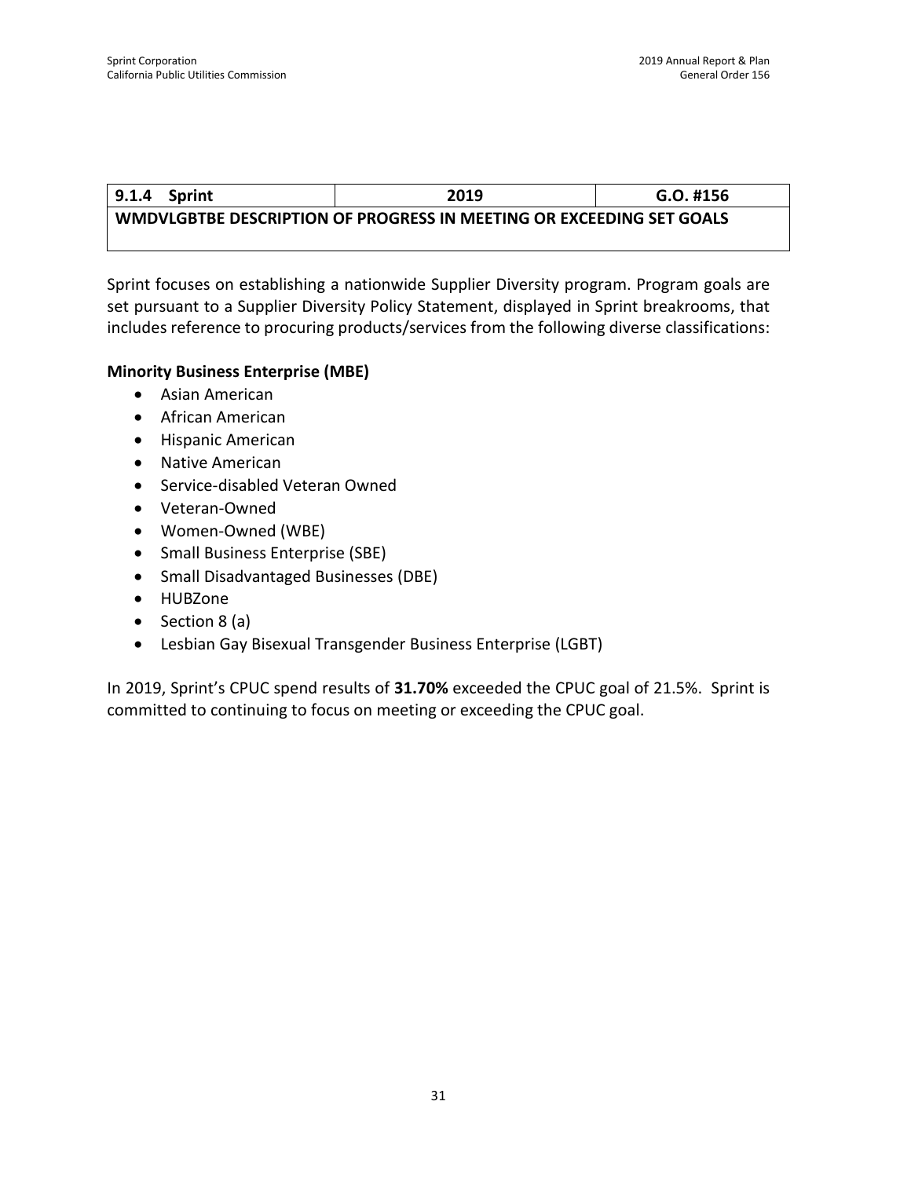| 9.1.4 Sprint | 2019 | G.O. #156 |
|---|---|---|
| **WMDVLGBTBE DESCRIPTION OF PROGRESS IN MEETING OR EXCEEDING SET GOALS** | | |

Sprint focuses on establishing a nationwide Supplier Diversity program. Program goals are set pursuant to a Supplier Diversity Policy Statement, displayed in Sprint breakrooms, that includes reference to procuring products/services from the following diverse classifications:

**Minority Business Enterprise (MBE)**

- Asian American
- African American
- Hispanic American
- Native American
- Service-disabled Veteran Owned
- Veteran-Owned
- Women-Owned (WBE)
- Small Business Enterprise (SBE)
- Small Disadvantaged Businesses (DBE)
- HUBZone
- Section 8 (a)
- Lesbian Gay Bisexual Transgender Business Enterprise (LGBT)

In 2019, Sprint's CPUC spend results of **31.70%** exceeded the CPUC goal of 21.5%. Sprint is committed to continuing to focus on meeting or exceeding the CPUC goal.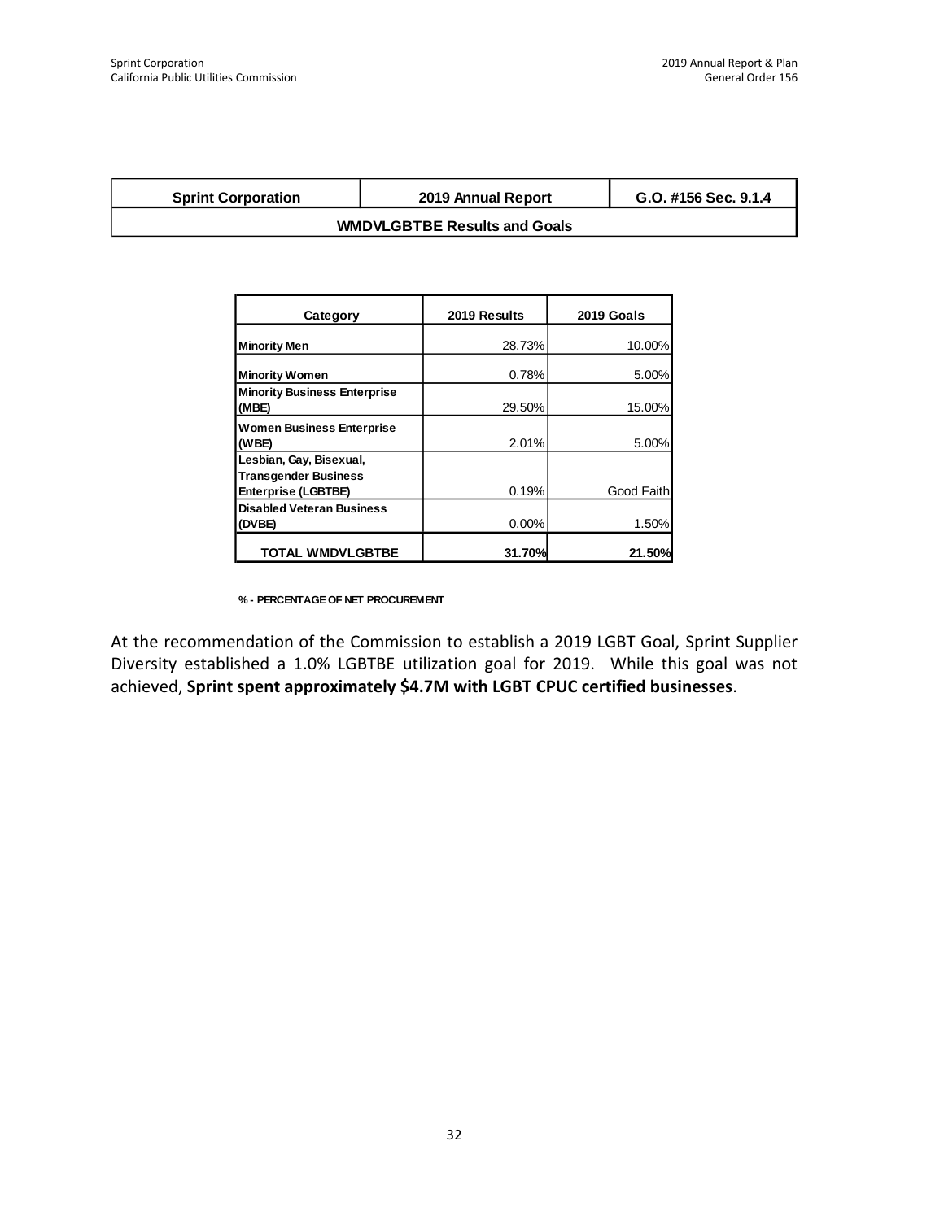| Sprint Corporation | 2019 Annual Report | G.O. #156 Sec. 9.1.4 |
|---|---|---|
| WMDVLGBTBE Results and Goals | | |

| Category | 2019 Results | 2019 Goals |
|---|---|---|
| Minority Men | 28.73% | 10.00% |
| Minority Women | 0.78% | 5.00% |
| Minority Business Enterprise (MBE) | 29.50% | 15.00% |
| Women Business Enterprise (WBE) | 2.01% | 5.00% |
| Lesbian, Gay, Bisexual, Transgender Business Enterprise (LGBTBE) | 0.19% | Good Faith |
| Disabled Veteran Business (DVBE) | 0.00% | 1.50% |
| **TOTAL WMDVLGBTBE** | **31.70%** | **21.50%** |

**% - PERCENTAGE OF NET PROCUREMENT**

At the recommendation of the Commission to establish a 2019 LGBT Goal, Sprint Supplier Diversity established a 1.0% LGBTBE utilization goal for 2019. While this goal was not achieved, **Sprint spent approximately $4.7M with LGBT CPUC certified businesses**.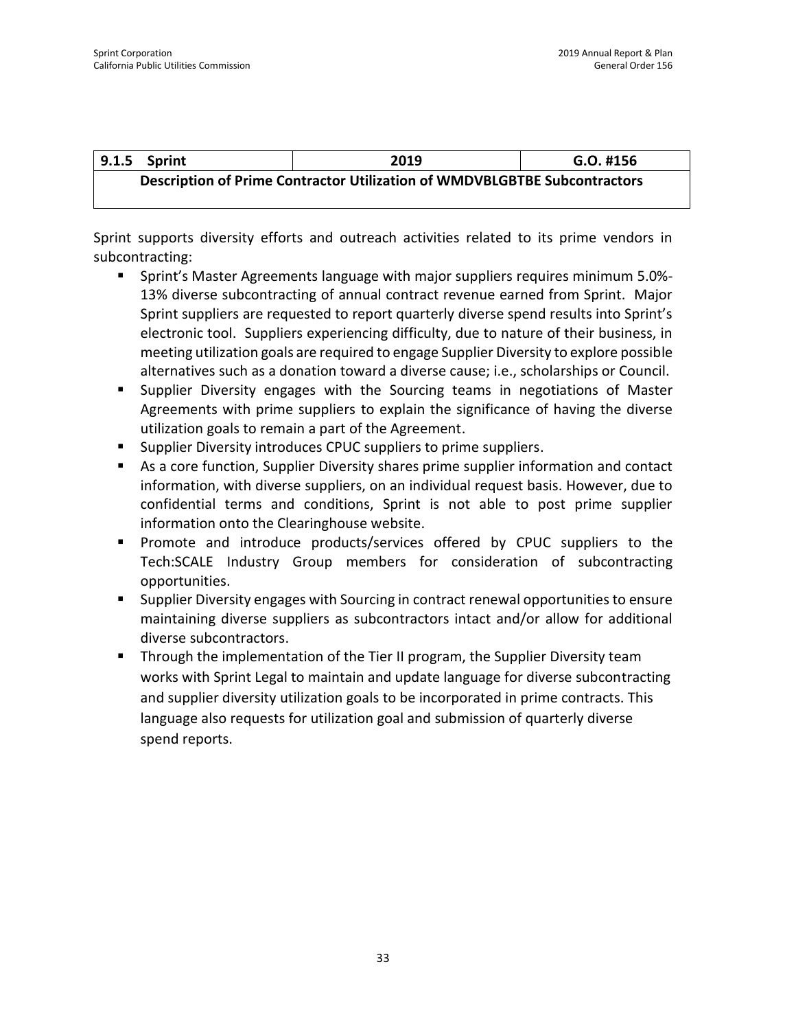| 9.1.5 Sprint | 2019 | G.O. #156 |
| --- | --- | --- |
| **Description of Prime Contractor Utilization of WMDVBLGBTBE Subcontractors** | | |

Sprint supports diversity efforts and outreach activities related to its prime vendors in subcontracting:

- Sprint's Master Agreements language with major suppliers requires minimum 5.0%-13% diverse subcontracting of annual contract revenue earned from Sprint. Major Sprint suppliers are requested to report quarterly diverse spend results into Sprint's electronic tool. Suppliers experiencing difficulty, due to nature of their business, in meeting utilization goals are required to engage Supplier Diversity to explore possible alternatives such as a donation toward a diverse cause; i.e., scholarships or Council.
- Supplier Diversity engages with the Sourcing teams in negotiations of Master Agreements with prime suppliers to explain the significance of having the diverse utilization goals to remain a part of the Agreement.
- Supplier Diversity introduces CPUC suppliers to prime suppliers.
- As a core function, Supplier Diversity shares prime supplier information and contact information, with diverse suppliers, on an individual request basis. However, due to confidential terms and conditions, Sprint is not able to post prime supplier information onto the Clearinghouse website.
- Promote and introduce products/services offered by CPUC suppliers to the Tech:SCALE Industry Group members for consideration of subcontracting opportunities.
- Supplier Diversity engages with Sourcing in contract renewal opportunities to ensure maintaining diverse suppliers as subcontractors intact and/or allow for additional diverse subcontractors.
- Through the implementation of the Tier II program, the Supplier Diversity team works with Sprint Legal to maintain and update language for diverse subcontracting and supplier diversity utilization goals to be incorporated in prime contracts. This language also requests for utilization goal and submission of quarterly diverse spend reports.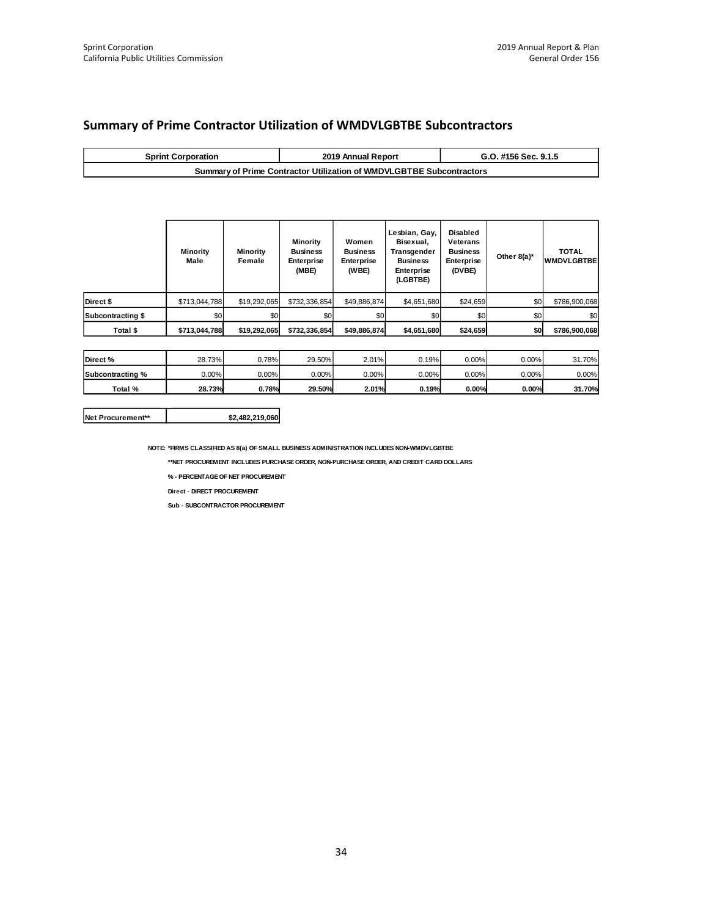## Summary of Prime Contractor Utilization of WMDVLGBTBE Subcontractors

| Sprint Corporation | 2019 Annual Report | G.O. #156 Sec. 9.1.5 |
|---|---|---|
| Summary of Prime Contractor Utilization of WMDVLGBTBE Subcontractors | | |

| | Minority Male | Minority Female | Minority Business Enterprise (MBE) | Women Business Enterprise (WBE) | Lesbian, Gay, Bisexual, Transgender Business Enterprise (LGBTBE) | Disabled Veterans Business Enterprise (DVBE) | Other 8(a)* | TOTAL WMDVLGBTBE |
|---|---|---|---|---|---|---|---|---|
| Direct $ | $713,044,788 | $19,292,065 | $732,336,854 | $49,886,874 | $4,651,680 | $24,659 | $0 | $786,900,068 |
| Subcontracting $ | $0 | $0 | $0 | $0 | $0 | $0 | $0 | $0 |
| **Total $** | **$713,044,788** | **$19,292,065** | **$732,336,854** | **$49,886,874** | **$4,651,680** | **$24,659** | **$0** | **$786,900,068** |
| Direct % | 28.73% | 0.78% | 29.50% | 2.01% | 0.19% | 0.00% | 0.00% | 31.70% |
| Subcontracting % | 0.00% | 0.00% | 0.00% | 0.00% | 0.00% | 0.00% | 0.00% | 0.00% |
| **Total %** | **28.73%** | **0.78%** | **29.50%** | **2.01%** | **0.19%** | **0.00%** | **0.00%** | **31.70%** |

| Net Procurement** | $2,482,219,060 |
|---|---|

NOTE: *FIRMS CLASSIFIED AS 8(a) OF SMALL BUSINESS ADMINISTRATION INCLUDES NON-WMDVLGBTBE

**NET PROCUREMENT INCLUDES PURCHASE ORDER, NON-PURCHASE ORDER, AND CREDIT CARD DOLLARS

% - PERCENTAGE OF NET PROCUREMENT

Direct - DIRECT PROCUREMENT

Sub - SUBCONTRACTOR PROCUREMENT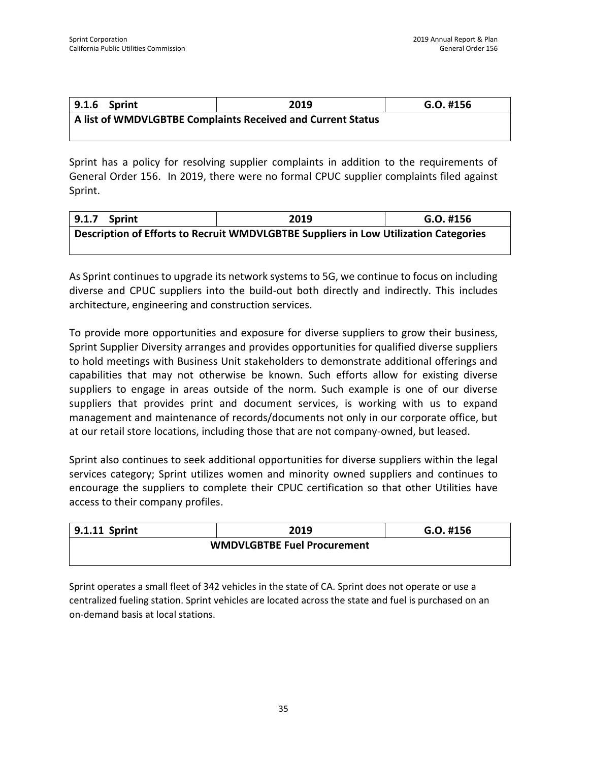| 9.1.6 Sprint | 2019 | G.O. #156 |
|---|---|---|
| **A list of WMDVLGBTBE Complaints Received and Current Status** | | |

Sprint has a policy for resolving supplier complaints in addition to the requirements of General Order 156. In 2019, there were no formal CPUC supplier complaints filed against Sprint.

| 9.1.7 Sprint | 2019 | G.O. #156 |
|---|---|---|
| **Description of Efforts to Recruit WMDVLGBTBE Suppliers in Low Utilization Categories** | | |

As Sprint continues to upgrade its network systems to 5G, we continue to focus on including diverse and CPUC suppliers into the build-out both directly and indirectly. This includes architecture, engineering and construction services.

To provide more opportunities and exposure for diverse suppliers to grow their business, Sprint Supplier Diversity arranges and provides opportunities for qualified diverse suppliers to hold meetings with Business Unit stakeholders to demonstrate additional offerings and capabilities that may not otherwise be known. Such efforts allow for existing diverse suppliers to engage in areas outside of the norm. Such example is one of our diverse suppliers that provides print and document services, is working with us to expand management and maintenance of records/documents not only in our corporate office, but at our retail store locations, including those that are not company-owned, but leased.

Sprint also continues to seek additional opportunities for diverse suppliers within the legal services category; Sprint utilizes women and minority owned suppliers and continues to encourage the suppliers to complete their CPUC certification so that other Utilities have access to their company profiles.

| 9.1.11 Sprint | 2019 | G.O. #156 |
|---|---|---|
| **WMDVLGBTBE Fuel Procurement** | | |

Sprint operates a small fleet of 342 vehicles in the state of CA. Sprint does not operate or use a centralized fueling station. Sprint vehicles are located across the state and fuel is purchased on an on-demand basis at local stations.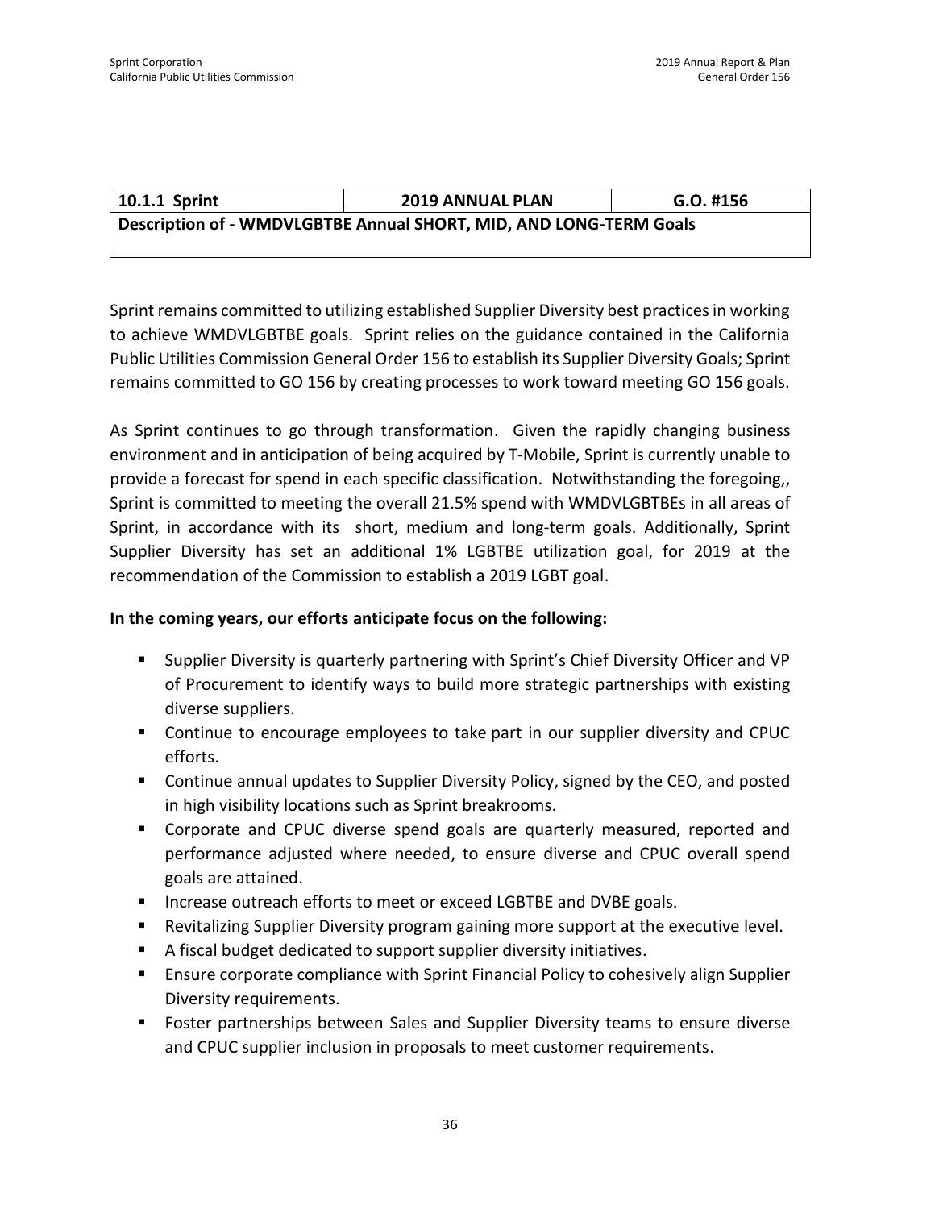| 10.1.1 Sprint | 2019 ANNUAL PLAN | G.O. #156 |
| --- | --- | --- |
| **Description of - WMDVLGBTBE Annual SHORT, MID, AND LONG-TERM Goals** | | |

Sprint remains committed to utilizing established Supplier Diversity best practices in working to achieve WMDVLGBTBE goals. Sprint relies on the guidance contained in the California Public Utilities Commission General Order 156 to establish its Supplier Diversity Goals; Sprint remains committed to GO 156 by creating processes to work toward meeting GO 156 goals.

As Sprint continues to go through transformation. Given the rapidly changing business environment and in anticipation of being acquired by T-Mobile, Sprint is currently unable to provide a forecast for spend in each specific classification. Notwithstanding the foregoing,, Sprint is committed to meeting the overall 21.5% spend with WMDVLGBTBEs in all areas of Sprint, in accordance with its short, medium and long-term goals. Additionally, Sprint Supplier Diversity has set an additional 1% LGBTBE utilization goal, for 2019 at the recommendation of the Commission to establish a 2019 LGBT goal.

**In the coming years, our efforts anticipate focus on the following:**

- Supplier Diversity is quarterly partnering with Sprint's Chief Diversity Officer and VP of Procurement to identify ways to build more strategic partnerships with existing diverse suppliers.
- Continue to encourage employees to take part in our supplier diversity and CPUC efforts.
- Continue annual updates to Supplier Diversity Policy, signed by the CEO, and posted in high visibility locations such as Sprint breakrooms.
- Corporate and CPUC diverse spend goals are quarterly measured, reported and performance adjusted where needed, to ensure diverse and CPUC overall spend goals are attained.
- Increase outreach efforts to meet or exceed LGBTBE and DVBE goals.
- Revitalizing Supplier Diversity program gaining more support at the executive level.
- A fiscal budget dedicated to support supplier diversity initiatives.
- Ensure corporate compliance with Sprint Financial Policy to cohesively align Supplier Diversity requirements.
- Foster partnerships between Sales and Supplier Diversity teams to ensure diverse and CPUC supplier inclusion in proposals to meet customer requirements.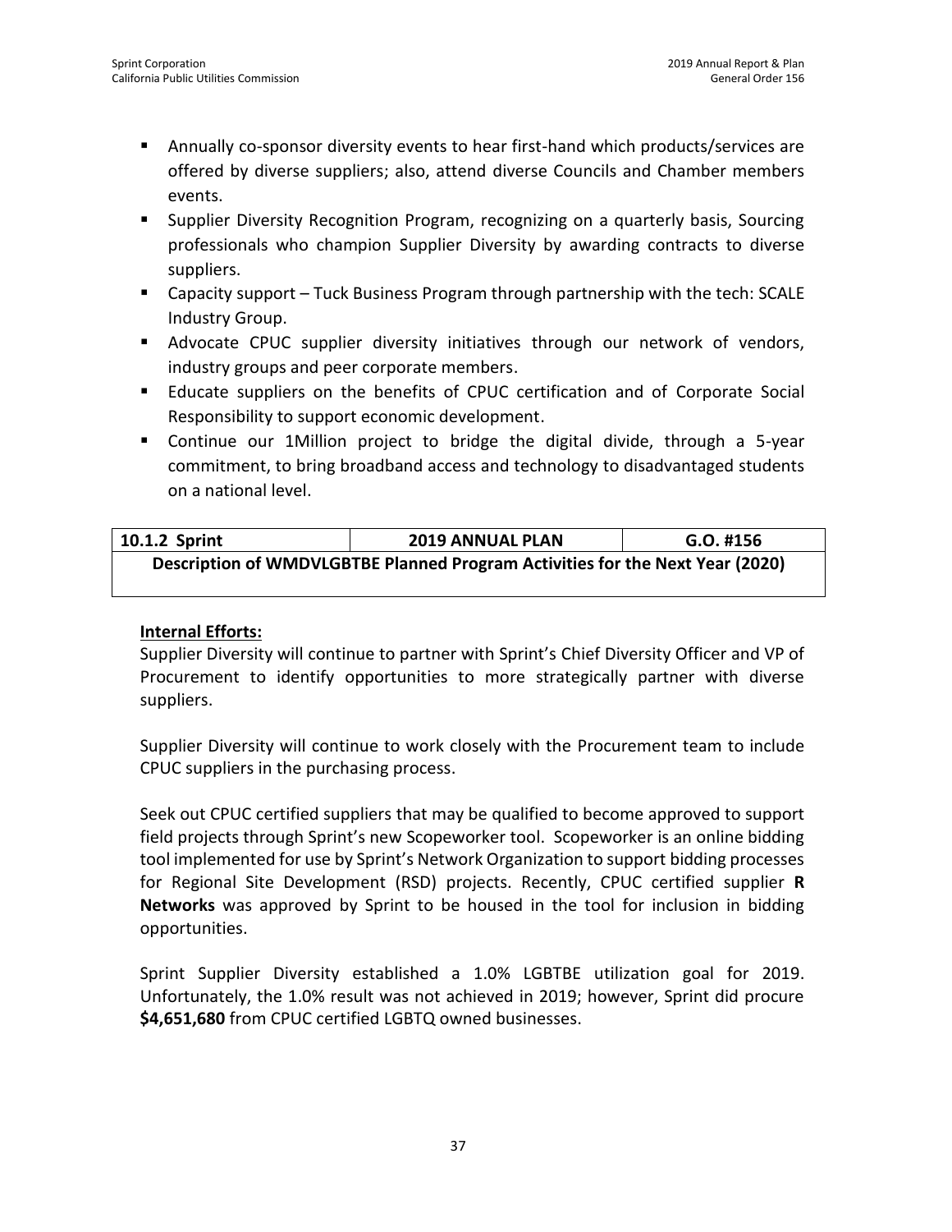- Annually co-sponsor diversity events to hear first-hand which products/services are offered by diverse suppliers; also, attend diverse Councils and Chamber members events.
- Supplier Diversity Recognition Program, recognizing on a quarterly basis, Sourcing professionals who champion Supplier Diversity by awarding contracts to diverse suppliers.
- Capacity support – Tuck Business Program through partnership with the tech: SCALE Industry Group.
- Advocate CPUC supplier diversity initiatives through our network of vendors, industry groups and peer corporate members.
- Educate suppliers on the benefits of CPUC certification and of Corporate Social Responsibility to support economic development.
- Continue our 1Million project to bridge the digital divide, through a 5-year commitment, to bring broadband access and technology to disadvantaged students on a national level.

| 10.1.2 Sprint | 2019 ANNUAL PLAN | G.O. #156 |
|---|---|---|
| **Description of WMDVLGBTBE Planned Program Activities for the Next Year (2020)** | | |

**Internal Efforts:**

Supplier Diversity will continue to partner with Sprint's Chief Diversity Officer and VP of Procurement to identify opportunities to more strategically partner with diverse suppliers.

Supplier Diversity will continue to work closely with the Procurement team to include CPUC suppliers in the purchasing process.

Seek out CPUC certified suppliers that may be qualified to become approved to support field projects through Sprint's new Scopeworker tool. Scopeworker is an online bidding tool implemented for use by Sprint's Network Organization to support bidding processes for Regional Site Development (RSD) projects. Recently, CPUC certified supplier **R Networks** was approved by Sprint to be housed in the tool for inclusion in bidding opportunities.

Sprint Supplier Diversity established a 1.0% LGBTBE utilization goal for 2019. Unfortunately, the 1.0% result was not achieved in 2019; however, Sprint did procure **$4,651,680** from CPUC certified LGBTQ owned businesses.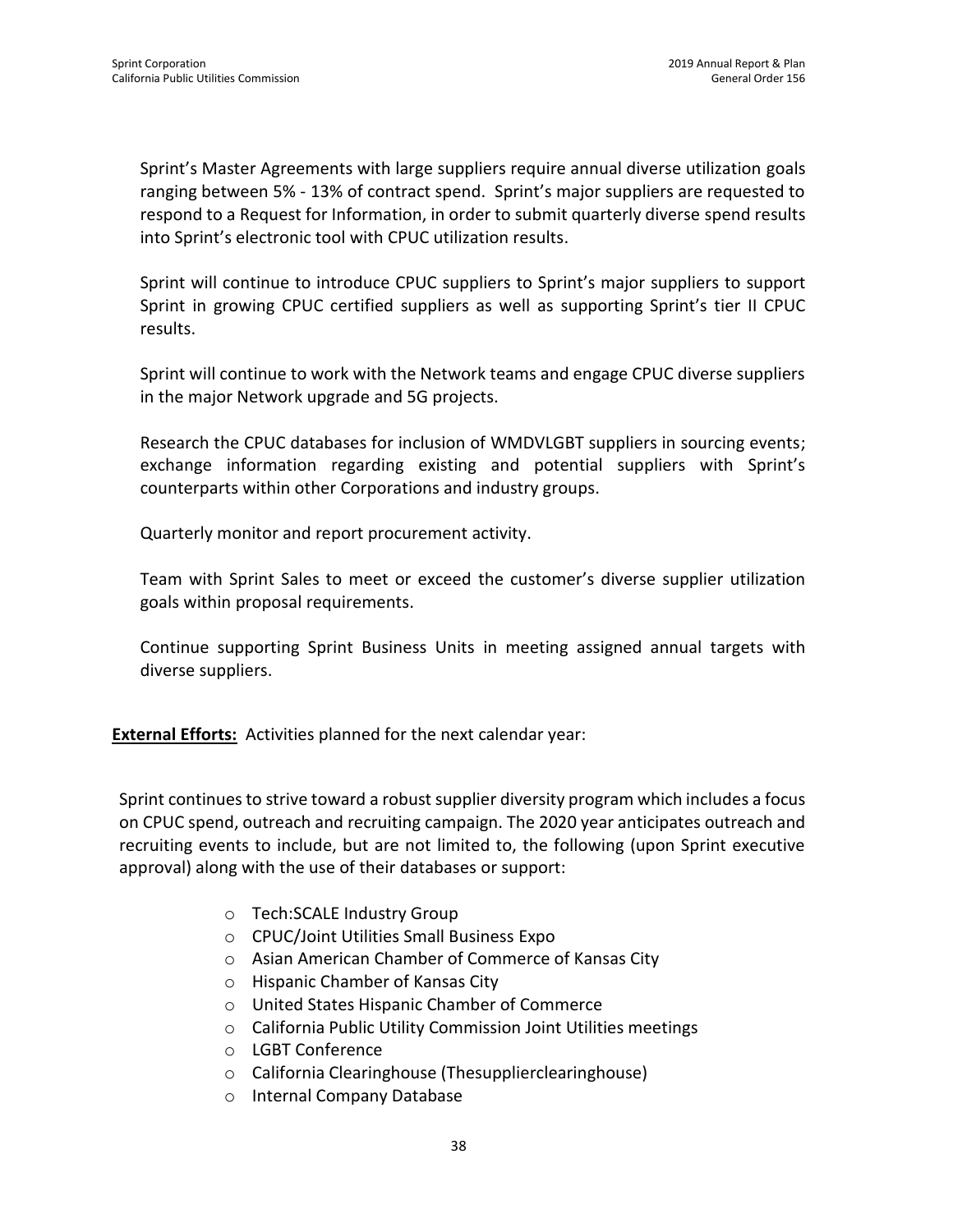Sprint's Master Agreements with large suppliers require annual diverse utilization goals ranging between 5% - 13% of contract spend. Sprint's major suppliers are requested to respond to a Request for Information, in order to submit quarterly diverse spend results into Sprint's electronic tool with CPUC utilization results.

Sprint will continue to introduce CPUC suppliers to Sprint's major suppliers to support Sprint in growing CPUC certified suppliers as well as supporting Sprint's tier II CPUC results.

Sprint will continue to work with the Network teams and engage CPUC diverse suppliers in the major Network upgrade and 5G projects.

Research the CPUC databases for inclusion of WMDVLGBT suppliers in sourcing events; exchange information regarding existing and potential suppliers with Sprint's counterparts within other Corporations and industry groups.

Quarterly monitor and report procurement activity.

Team with Sprint Sales to meet or exceed the customer's diverse supplier utilization goals within proposal requirements.

Continue supporting Sprint Business Units in meeting assigned annual targets with diverse suppliers.

**External Efforts:** Activities planned for the next calendar year:

Sprint continues to strive toward a robust supplier diversity program which includes a focus on CPUC spend, outreach and recruiting campaign. The 2020 year anticipates outreach and recruiting events to include, but are not limited to, the following (upon Sprint executive approval) along with the use of their databases or support:

- Tech:SCALE Industry Group
- CPUC/Joint Utilities Small Business Expo
- Asian American Chamber of Commerce of Kansas City
- Hispanic Chamber of Kansas City
- United States Hispanic Chamber of Commerce
- California Public Utility Commission Joint Utilities meetings
- LGBT Conference
- California Clearinghouse (Thesupplierclearinghouse)
- Internal Company Database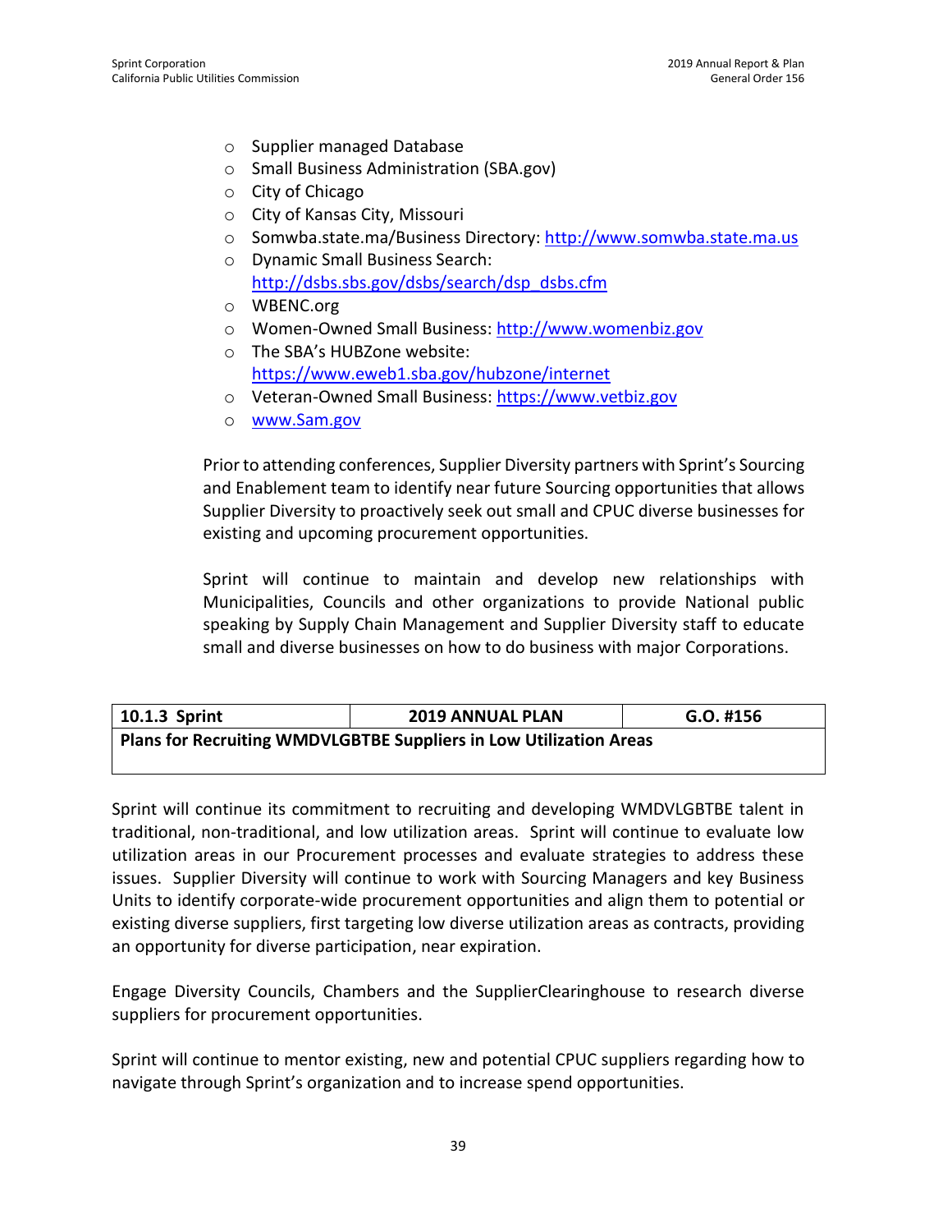- Supplier managed Database
- Small Business Administration (SBA.gov)
- City of Chicago
- City of Kansas City, Missouri
- Somwba.state.ma/Business Directory: http://www.somwba.state.ma.us
- Dynamic Small Business Search: http://dsbs.sbs.gov/dsbs/search/dsp_dsbs.cfm
- WBENC.org
- Women-Owned Small Business: http://www.womenbiz.gov
- The SBA's HUBZone website: https://www.eweb1.sba.gov/hubzone/internet
- Veteran-Owned Small Business: https://www.vetbiz.gov
- www.Sam.gov

Prior to attending conferences, Supplier Diversity partners with Sprint's Sourcing and Enablement team to identify near future Sourcing opportunities that allows Supplier Diversity to proactively seek out small and CPUC diverse businesses for existing and upcoming procurement opportunities.

Sprint will continue to maintain and develop new relationships with Municipalities, Councils and other organizations to provide National public speaking by Supply Chain Management and Supplier Diversity staff to educate small and diverse businesses on how to do business with major Corporations.

| **10.1.3 Sprint** | **2019 ANNUAL PLAN** | **G.O. #156** |
|---|---|---|
| **Plans for Recruiting WMDVLGBTBE Suppliers in Low Utilization Areas** | | |

Sprint will continue its commitment to recruiting and developing WMDVLGBTBE talent in traditional, non-traditional, and low utilization areas. Sprint will continue to evaluate low utilization areas in our Procurement processes and evaluate strategies to address these issues. Supplier Diversity will continue to work with Sourcing Managers and key Business Units to identify corporate-wide procurement opportunities and align them to potential or existing diverse suppliers, first targeting low diverse utilization areas as contracts, providing an opportunity for diverse participation, near expiration.

Engage Diversity Councils, Chambers and the SupplierClearinghouse to research diverse suppliers for procurement opportunities.

Sprint will continue to mentor existing, new and potential CPUC suppliers regarding how to navigate through Sprint's organization and to increase spend opportunities.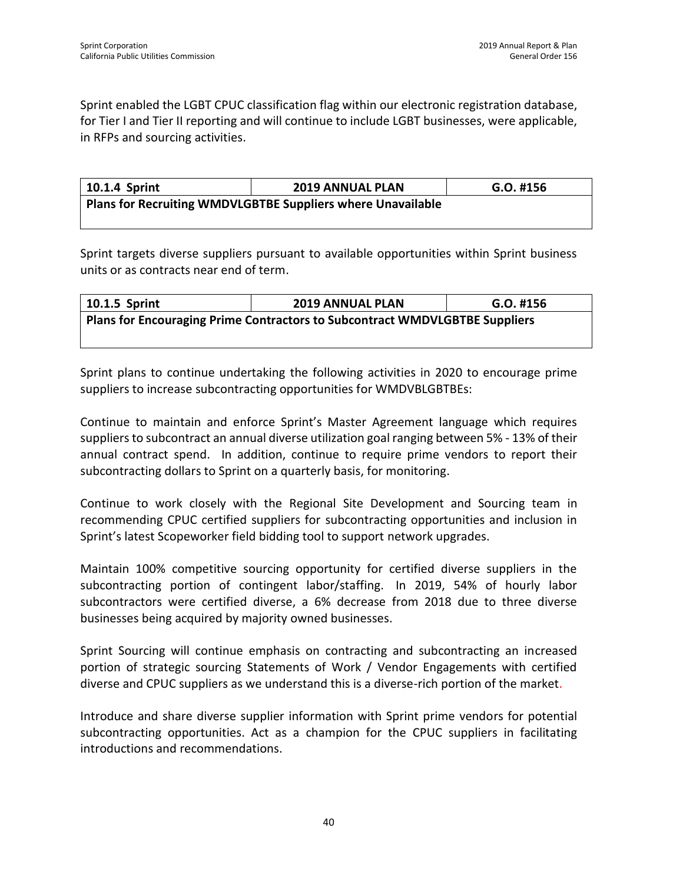Sprint enabled the LGBT CPUC classification flag within our electronic registration database, for Tier I and Tier II reporting and will continue to include LGBT businesses, were applicable, in RFPs and sourcing activities.

| 10.1.4 Sprint | 2019 ANNUAL PLAN | G.O. #156 |
|---|---|---|
| **Plans for Recruiting WMDVLGBTBE Suppliers where Unavailable** | | |

Sprint targets diverse suppliers pursuant to available opportunities within Sprint business units or as contracts near end of term.

| 10.1.5 Sprint | 2019 ANNUAL PLAN | G.O. #156 |
|---|---|---|
| **Plans for Encouraging Prime Contractors to Subcontract WMDVLGBTBE Suppliers** | | |

Sprint plans to continue undertaking the following activities in 2020 to encourage prime suppliers to increase subcontracting opportunities for WMDVBLGBTBEs:

Continue to maintain and enforce Sprint's Master Agreement language which requires suppliers to subcontract an annual diverse utilization goal ranging between 5% - 13% of their annual contract spend. In addition, continue to require prime vendors to report their subcontracting dollars to Sprint on a quarterly basis, for monitoring.

Continue to work closely with the Regional Site Development and Sourcing team in recommending CPUC certified suppliers for subcontracting opportunities and inclusion in Sprint's latest Scopeworker field bidding tool to support network upgrades.

Maintain 100% competitive sourcing opportunity for certified diverse suppliers in the subcontracting portion of contingent labor/staffing. In 2019, 54% of hourly labor subcontractors were certified diverse, a 6% decrease from 2018 due to three diverse businesses being acquired by majority owned businesses.

Sprint Sourcing will continue emphasis on contracting and subcontracting an increased portion of strategic sourcing Statements of Work / Vendor Engagements with certified diverse and CPUC suppliers as we understand this is a diverse-rich portion of the market.

Introduce and share diverse supplier information with Sprint prime vendors for potential subcontracting opportunities. Act as a champion for the CPUC suppliers in facilitating introductions and recommendations.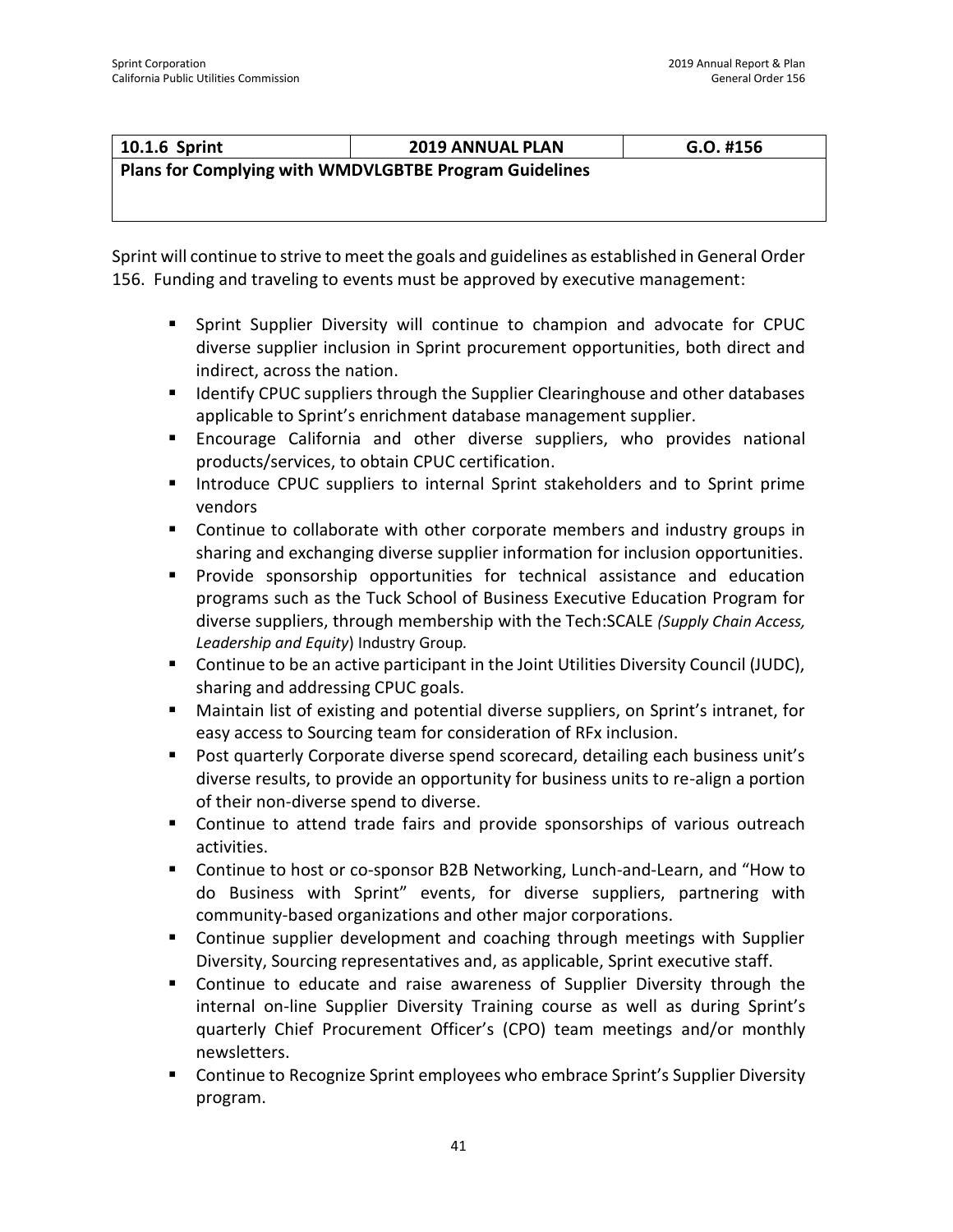| 10.1.6 Sprint | 2019 ANNUAL PLAN | G.O. #156 |
|---|---|---|
| **Plans for Complying with WMDVLGBTBE Program Guidelines** | | |

Sprint will continue to strive to meet the goals and guidelines as established in General Order 156. Funding and traveling to events must be approved by executive management:

- Sprint Supplier Diversity will continue to champion and advocate for CPUC diverse supplier inclusion in Sprint procurement opportunities, both direct and indirect, across the nation.
- Identify CPUC suppliers through the Supplier Clearinghouse and other databases applicable to Sprint's enrichment database management supplier.
- Encourage California and other diverse suppliers, who provides national products/services, to obtain CPUC certification.
- Introduce CPUC suppliers to internal Sprint stakeholders and to Sprint prime vendors
- Continue to collaborate with other corporate members and industry groups in sharing and exchanging diverse supplier information for inclusion opportunities.
- Provide sponsorship opportunities for technical assistance and education programs such as the Tuck School of Business Executive Education Program for diverse suppliers, through membership with the Tech:SCALE *(Supply Chain Access, Leadership and Equity*) Industry Group*.*
- Continue to be an active participant in the Joint Utilities Diversity Council (JUDC), sharing and addressing CPUC goals.
- Maintain list of existing and potential diverse suppliers, on Sprint's intranet, for easy access to Sourcing team for consideration of RFx inclusion.
- Post quarterly Corporate diverse spend scorecard, detailing each business unit's diverse results, to provide an opportunity for business units to re-align a portion of their non-diverse spend to diverse.
- Continue to attend trade fairs and provide sponsorships of various outreach activities.
- Continue to host or co-sponsor B2B Networking, Lunch-and-Learn, and "How to do Business with Sprint" events, for diverse suppliers, partnering with community-based organizations and other major corporations.
- Continue supplier development and coaching through meetings with Supplier Diversity, Sourcing representatives and, as applicable, Sprint executive staff.
- Continue to educate and raise awareness of Supplier Diversity through the internal on-line Supplier Diversity Training course as well as during Sprint's quarterly Chief Procurement Officer's (CPO) team meetings and/or monthly newsletters.
- Continue to Recognize Sprint employees who embrace Sprint's Supplier Diversity program.